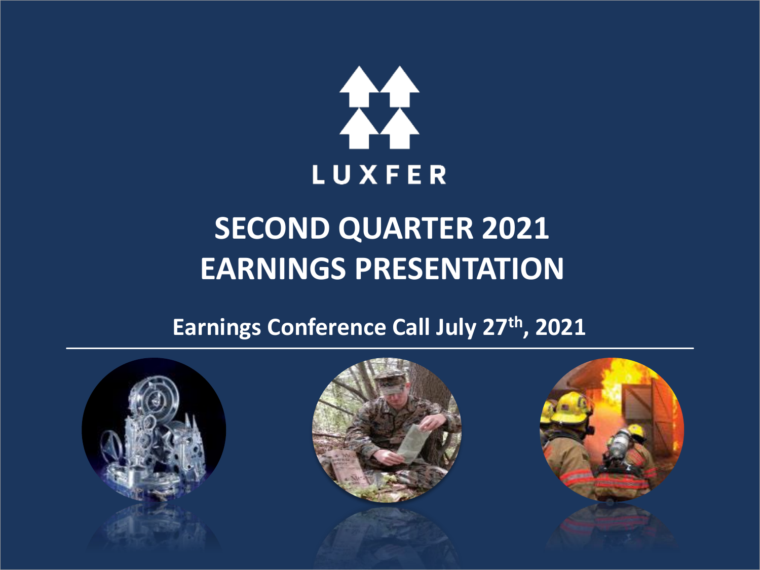LUXFER

# SECOND QUARTER 2021 EARNINGS PRESENTATION

## Earnings Conference Call July 27th, 2021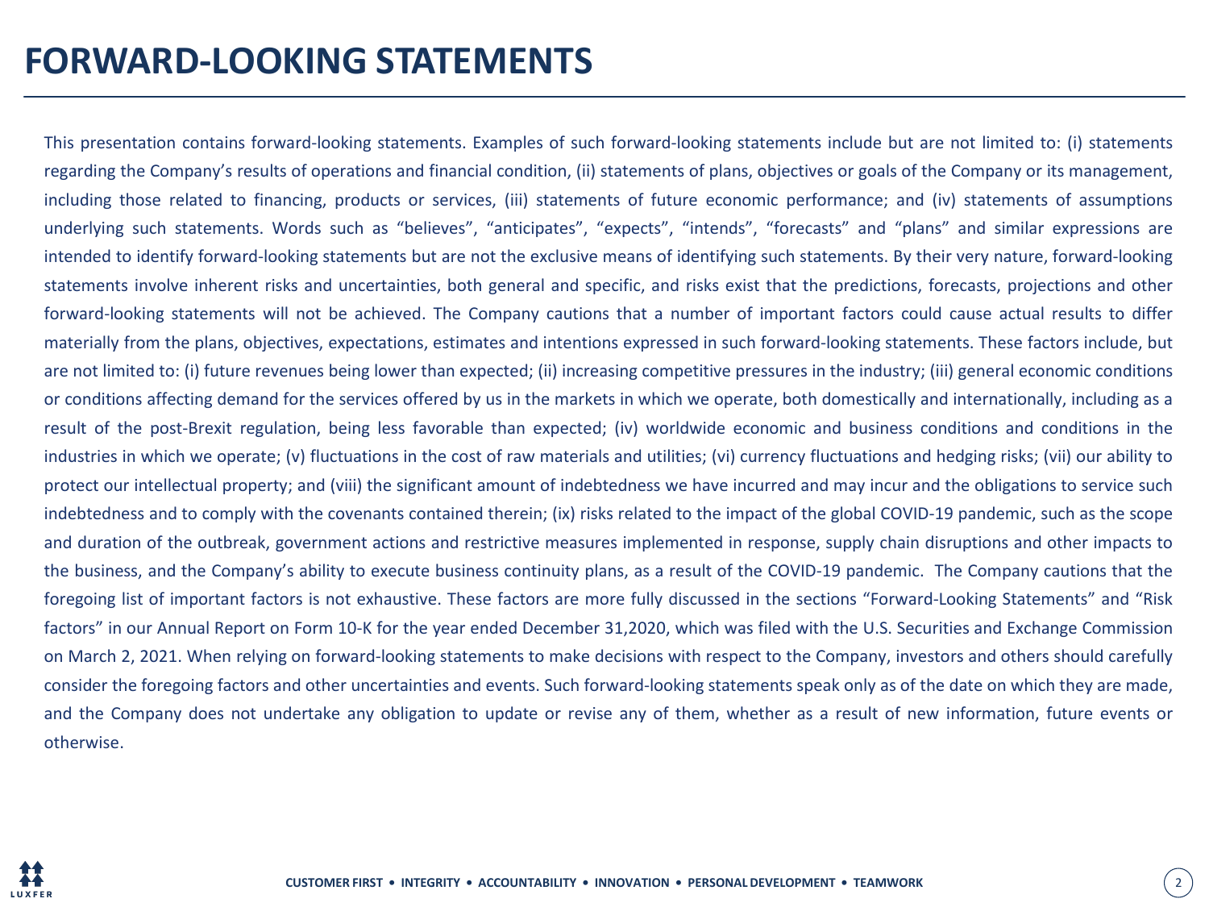# FORWARD-LOOKING STATEMENTS

This presentation contains forward-looking statements. Examples of such forward-looking statements include but are not limited to: (i) statements regarding the Company's results of operations and financial condition, (ii) statements of plans, objectives or goals of the Company or its management, including those related to financing, products or services, (iii) statements of future economic performance; and (iv) statements of assumptions underlying such statements. Words such as "believes", "anticipates", "expects", "intends", "forecasts" and "plans" and similar expressions are intended to identify forward-looking statements but are not the exclusive means of identifying such statements. By their very nature, forward-looking statements involve inherent risks and uncertainties, both general and specific, and risks exist that the predictions, forecasts, projections and other forward-looking statements will not be achieved. The Company cautions that a number of important factors could cause actual results to differ materially from the plans, objectives, expectations, estimates and intentions expressed in such forward-looking statements. These factors include, but are not limited to: (i) future revenues being lower than expected; (ii) increasing competitive pressures in the industry; (iii) general economic conditions or conditions affecting demand for the services offered by us in the markets in which we operate, both domestically and internationally, including as a result of the post-Brexit regulation, being less favorable than expected; (iv) worldwide economic and business conditions and conditions in the industries in which we operate; (v) fluctuations in the cost of raw materials and utilities; (vi) currency fluctuations and hedging risks; (vii) our ability to protect our intellectual property; and (viii) the significant amount of indebtedness we have incurred and may incur and the obligations to service such indebtedness and to comply with the covenants contained therein; (ix) risks related to the impact of the global COVID-19 pandemic, such as the scope and duration of the outbreak, government actions and restrictive measures implemented in response, supply chain disruptions and other impacts to the business, and the Company's ability to execute business continuity plans, as a result of the COVID-19 pandemic. The Company cautions that the foregoing list of important factors is not exhaustive. These factors are more fully discussed in the sections "Forward-Looking Statements" and "Risk factors" in our Annual Report on Form 10-K for the year ended December 31,2020, which was filed with the U.S. Securities and Exchange Commission on March 2, 2021. When relying on forward-looking statements to make decisions with respect to the Company, investors and others should carefully consider the foregoing factors and other uncertainties and events. Such forward-looking statements speak only as of the date on which they are made, and the Company does not undertake any obligation to update or revise any of them, whether as a result of new information, future events or otherwise.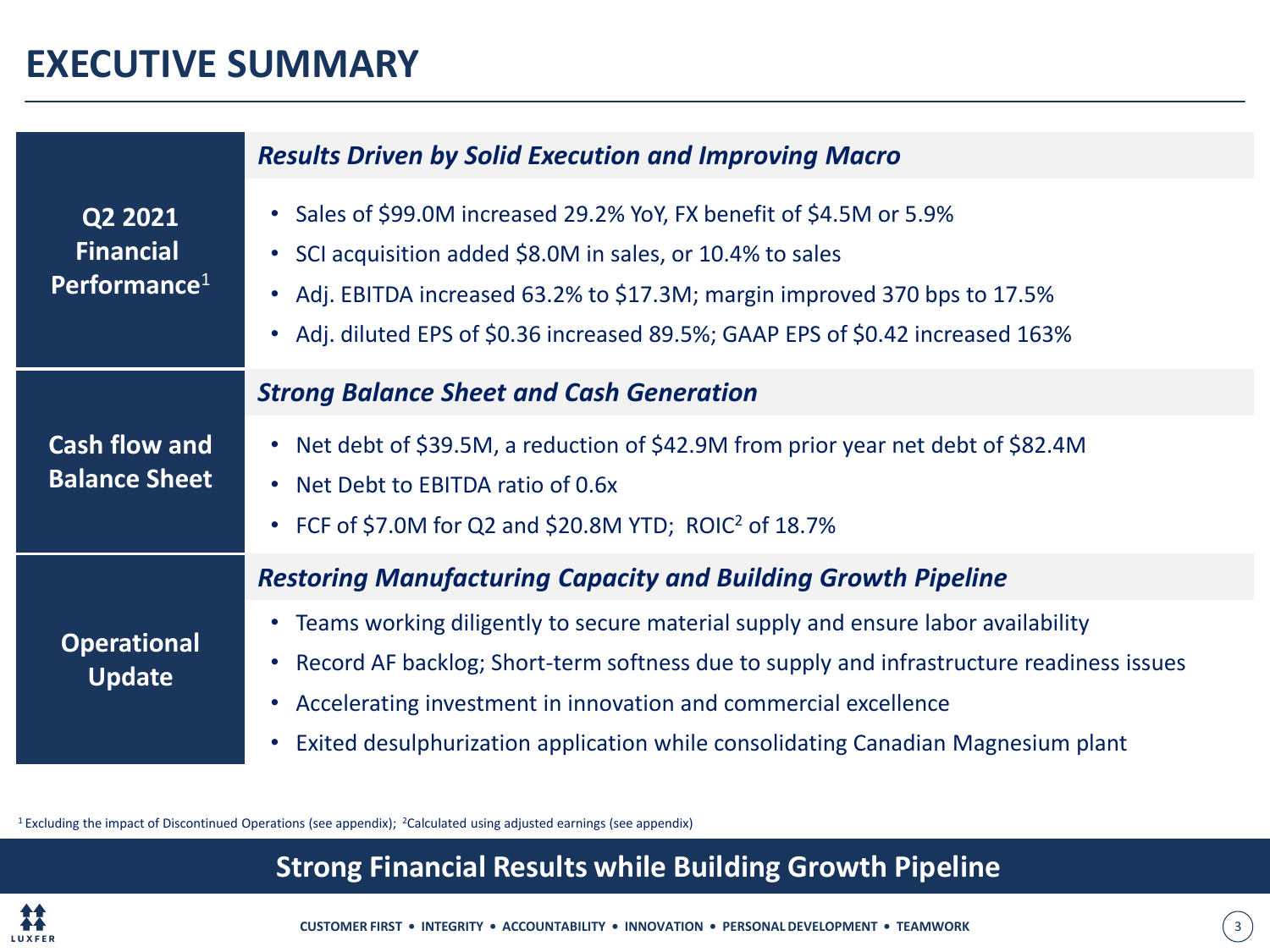# EXECUTIVE SUMMARY

## Q2 2021 Financial Performance[1]

***Results Driven by Solid Execution and Improving Macro***

- Sales of $99.0M increased 29.2% YoY, FX benefit of $4.5M or 5.9%
- SCI acquisition added $8.0M in sales, or 10.4% to sales
- Adj. EBITDA increased 63.2% to $17.3M; margin improved 370 bps to 17.5%
- Adj. diluted EPS of $0.36 increased 89.5%; GAAP EPS of $0.42 increased 163%

## Cash flow and Balance Sheet

***Strong Balance Sheet and Cash Generation***

- Net debt of $39.5M, a reduction of $42.9M from prior year net debt of $82.4M
- Net Debt to EBITDA ratio of 0.6x
- FCF of $7.0M for Q2 and $20.8M YTD; ROIC[2] of 18.7%

## Operational Update

***Restoring Manufacturing Capacity and Building Growth Pipeline***

- Teams working diligently to secure material supply and ensure labor availability
- Record AF backlog; Short-term softness due to supply and infrastructure readiness issues
- Accelerating investment in innovation and commercial excellence
- Exited desulphurization application while consolidating Canadian Magnesium plant

[1] Excluding the impact of Discontinued Operations (see appendix); [2] Calculated using adjusted earnings (see appendix)

**Strong Financial Results while Building Growth Pipeline**

CUSTOMER FIRST • INTEGRITY • ACCOUNTABILITY • INNOVATION • PERSONAL DEVELOPMENT • TEAMWORK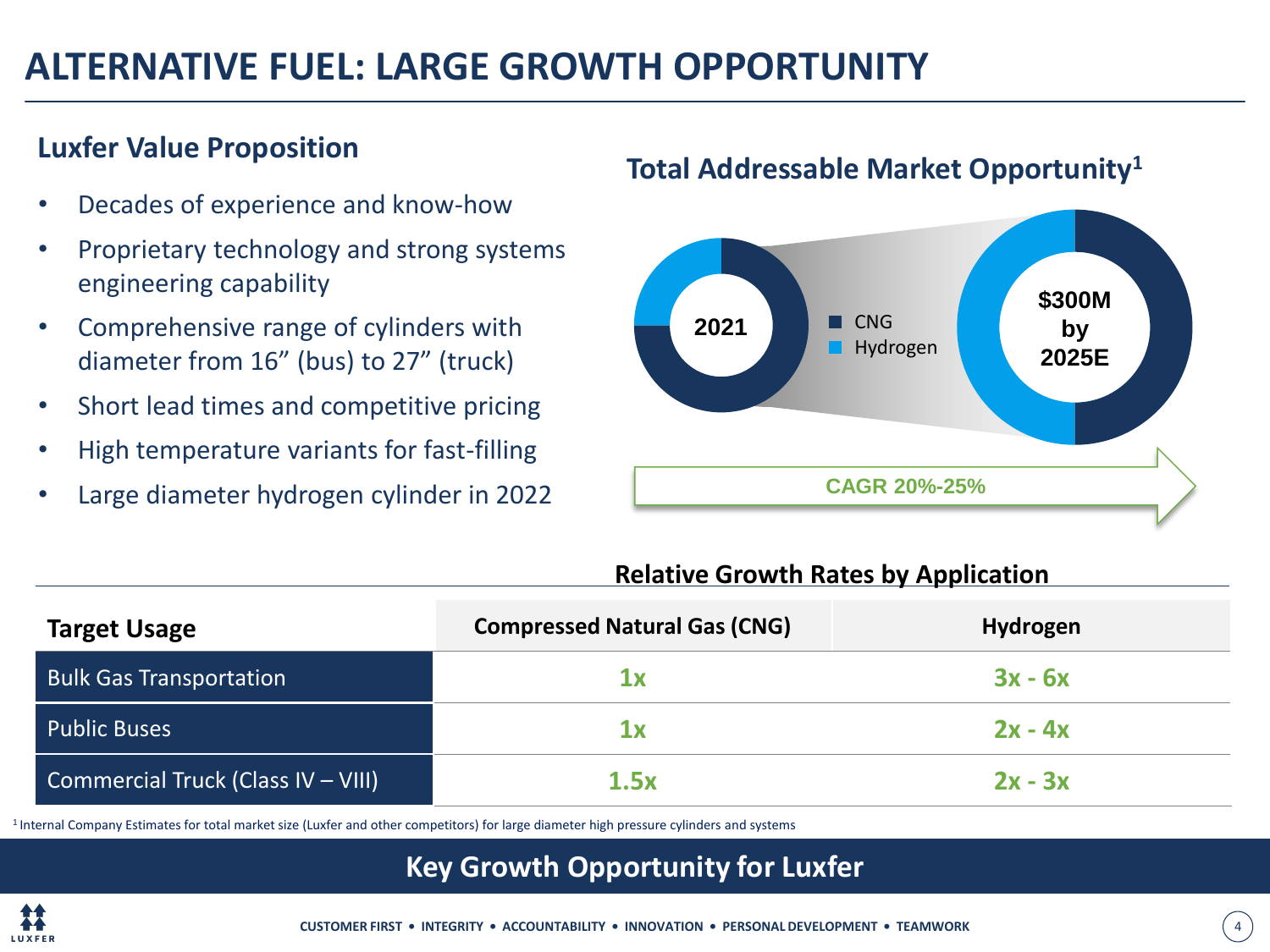# ALTERNATIVE FUEL: LARGE GROWTH OPPORTUNITY

## Luxfer Value Proposition

- Decades of experience and know-how
- Proprietary technology and strong systems engineering capability
- Comprehensive range of cylinders with diameter from 16” (bus) to 27” (truck)
- Short lead times and competitive pricing
- High temperature variants for fast-filling
- Large diameter hydrogen cylinder in 2022

## Total Addressable Market Opportunity[1]

2021

- CNG
- Hydrogen

$300M by 2025E

CAGR 20%-25%

## Relative Growth Rates by Application

| Target Usage | Compressed Natural Gas (CNG) | Hydrogen |
| --- | --- | --- |
| Bulk Gas Transportation | 1x | 3x - 6x |
| Public Buses | 1x | 2x - 4x |
| Commercial Truck (Class IV – VIII) | 1.5x | 2x - 3x |

[1] Internal Company Estimates for total market size (Luxfer and other competitors) for large diameter high pressure cylinders and systems

**Key Growth Opportunity for Luxfer**

CUSTOMER FIRST • INTEGRITY • ACCOUNTABILITY • INNOVATION • PERSONAL DEVELOPMENT • TEAMWORK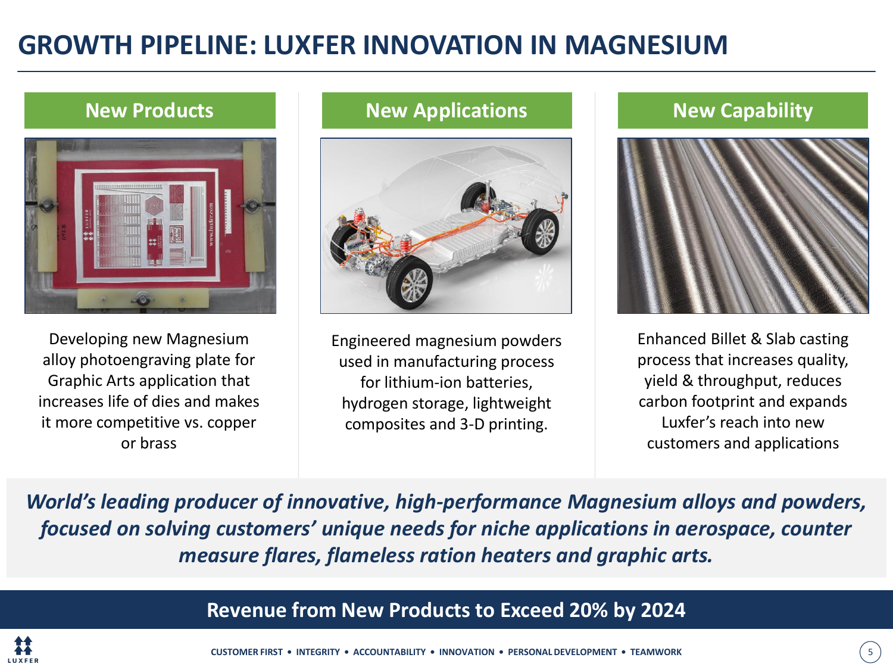# GROWTH PIPELINE: LUXFER INNOVATION IN MAGNESIUM

## New Products

Developing new Magnesium alloy photoengraving plate for Graphic Arts application that increases life of dies and makes it more competitive vs. copper or brass

## New Applications

Engineered magnesium powders used in manufacturing process for lithium-ion batteries, hydrogen storage, lightweight composites and 3-D printing.

## New Capability

Enhanced Billet & Slab casting process that increases quality, yield & throughput, reduces carbon footprint and expands Luxfer's reach into new customers and applications

***World's leading producer of innovative, high-performance Magnesium alloys and powders, focused on solving customers' unique needs for niche applications in aerospace, counter measure flares, flameless ration heaters and graphic arts.***

**Revenue from New Products to Exceed 20% by 2024**

CUSTOMER FIRST • INTEGRITY • ACCOUNTABILITY • INNOVATION • PERSONAL DEVELOPMENT • TEAMWORK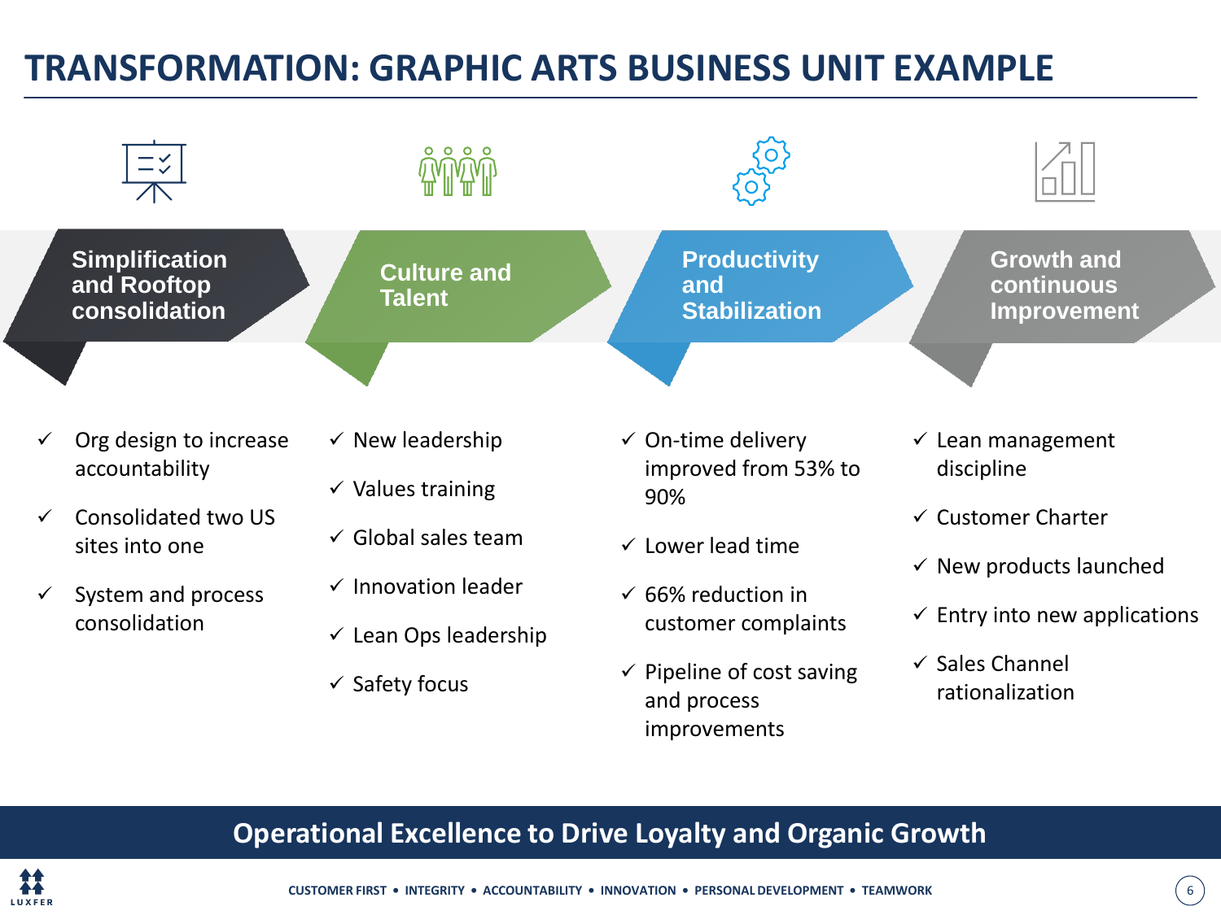# TRANSFORMATION: GRAPHIC ARTS BUSINESS UNIT EXAMPLE

### Simplification and Rooftop consolidation

- ✓ Org design to increase accountability
- ✓ Consolidated two US sites into one
- ✓ System and process consolidation

### Culture and Talent

- ✓ New leadership
- ✓ Values training
- ✓ Global sales team
- ✓ Innovation leader
- ✓ Lean Ops leadership
- ✓ Safety focus

### Productivity and Stabilization

- ✓ On-time delivery improved from 53% to 90%
- ✓ Lower lead time
- ✓ 66% reduction in customer complaints
- ✓ Pipeline of cost saving and process improvements

### Growth and continuous Improvement

- ✓ Lean management discipline
- ✓ Customer Charter
- ✓ New products launched
- ✓ Entry into new applications
- ✓ Sales Channel rationalization

**Operational Excellence to Drive Loyalty and Organic Growth**

CUSTOMER FIRST • INTEGRITY • ACCOUNTABILITY • INNOVATION • PERSONAL DEVELOPMENT • TEAMWORK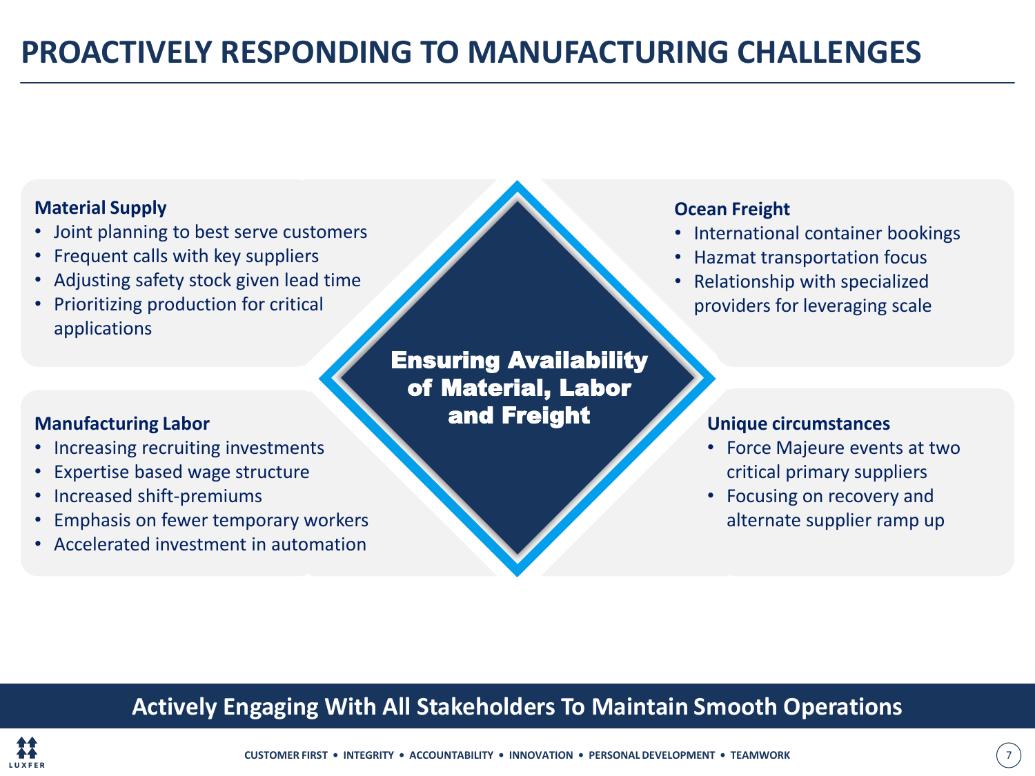# PROACTIVELY RESPONDING TO MANUFACTURING CHALLENGES

**Ensuring Availability of Material, Labor and Freight**

**Material Supply**
- Joint planning to best serve customers
- Frequent calls with key suppliers
- Adjusting safety stock given lead time
- Prioritizing production for critical applications

**Ocean Freight**
- International container bookings
- Hazmat transportation focus
- Relationship with specialized providers for leveraging scale

**Manufacturing Labor**
- Increasing recruiting investments
- Expertise based wage structure
- Increased shift-premiums
- Emphasis on fewer temporary workers
- Accelerated investment in automation

**Unique circumstances**
- Force Majeure events at two critical primary suppliers
- Focusing on recovery and alternate supplier ramp up

**Actively Engaging With All Stakeholders To Maintain Smooth Operations**

CUSTOMER FIRST • INTEGRITY • ACCOUNTABILITY • INNOVATION • PERSONAL DEVELOPMENT • TEAMWORK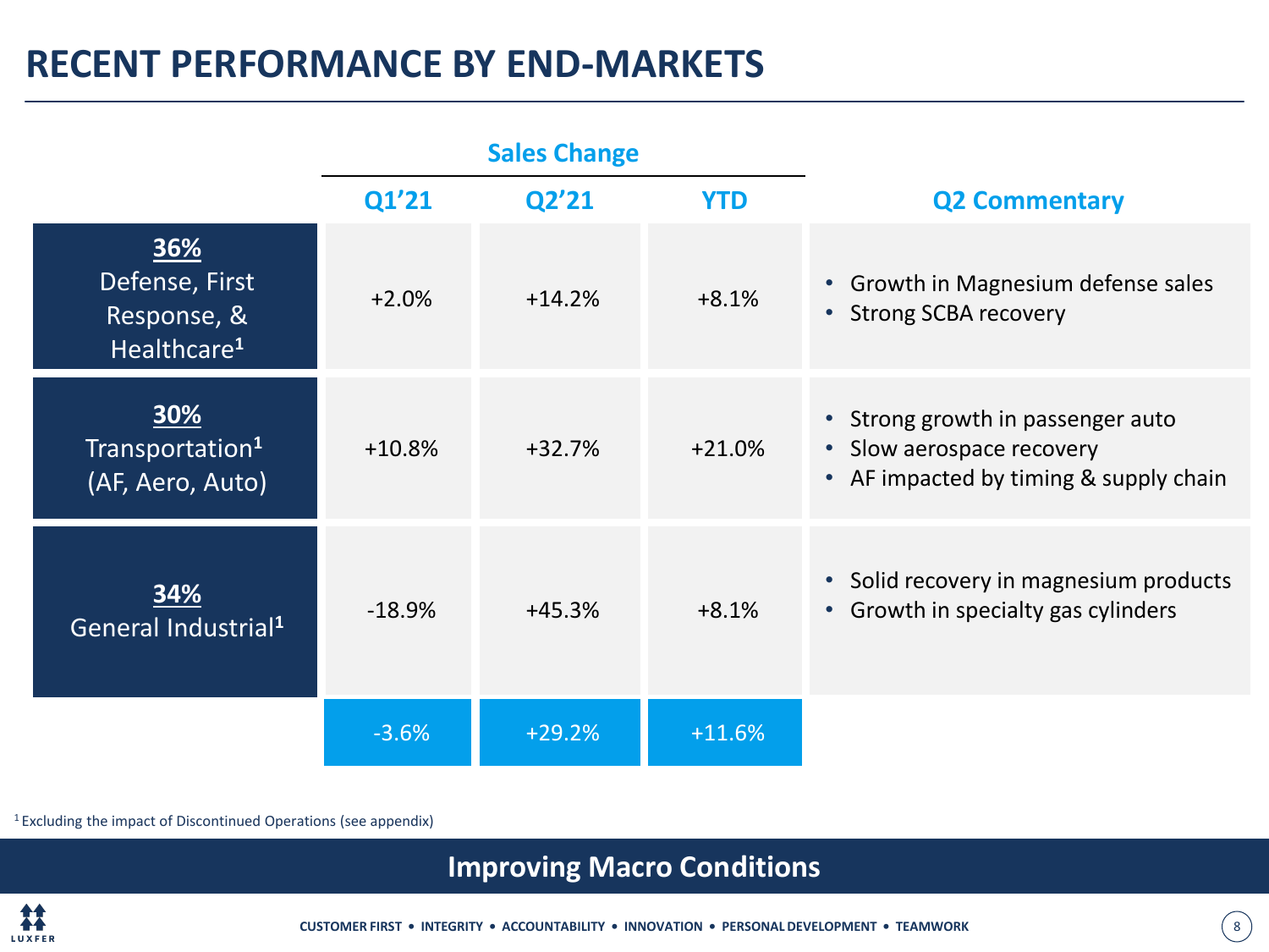# RECENT PERFORMANCE BY END-MARKETS

| | Sales Change | | | |
|---|---|---|---|---|
| | Q1'21 | Q2'21 | YTD | Q2 Commentary |
| **36%** Defense, First Response, & Healthcare[1] | +2.0% | +14.2% | +8.1% | • Growth in Magnesium defense sales<br>• Strong SCBA recovery |
| **30%** Transportation[1] (AF, Aero, Auto) | +10.8% | +32.7% | +21.0% | • Strong growth in passenger auto<br>• Slow aerospace recovery<br>• AF impacted by timing & supply chain |
| **34%** General Industrial[1] | -18.9% | +45.3% | +8.1% | • Solid recovery in magnesium products<br>• Growth in specialty gas cylinders |
| | -3.6% | +29.2% | +11.6% | |

[1] Excluding the impact of Discontinued Operations (see appendix)

**Improving Macro Conditions**

CUSTOMER FIRST • INTEGRITY • ACCOUNTABILITY • INNOVATION • PERSONAL DEVELOPMENT • TEAMWORK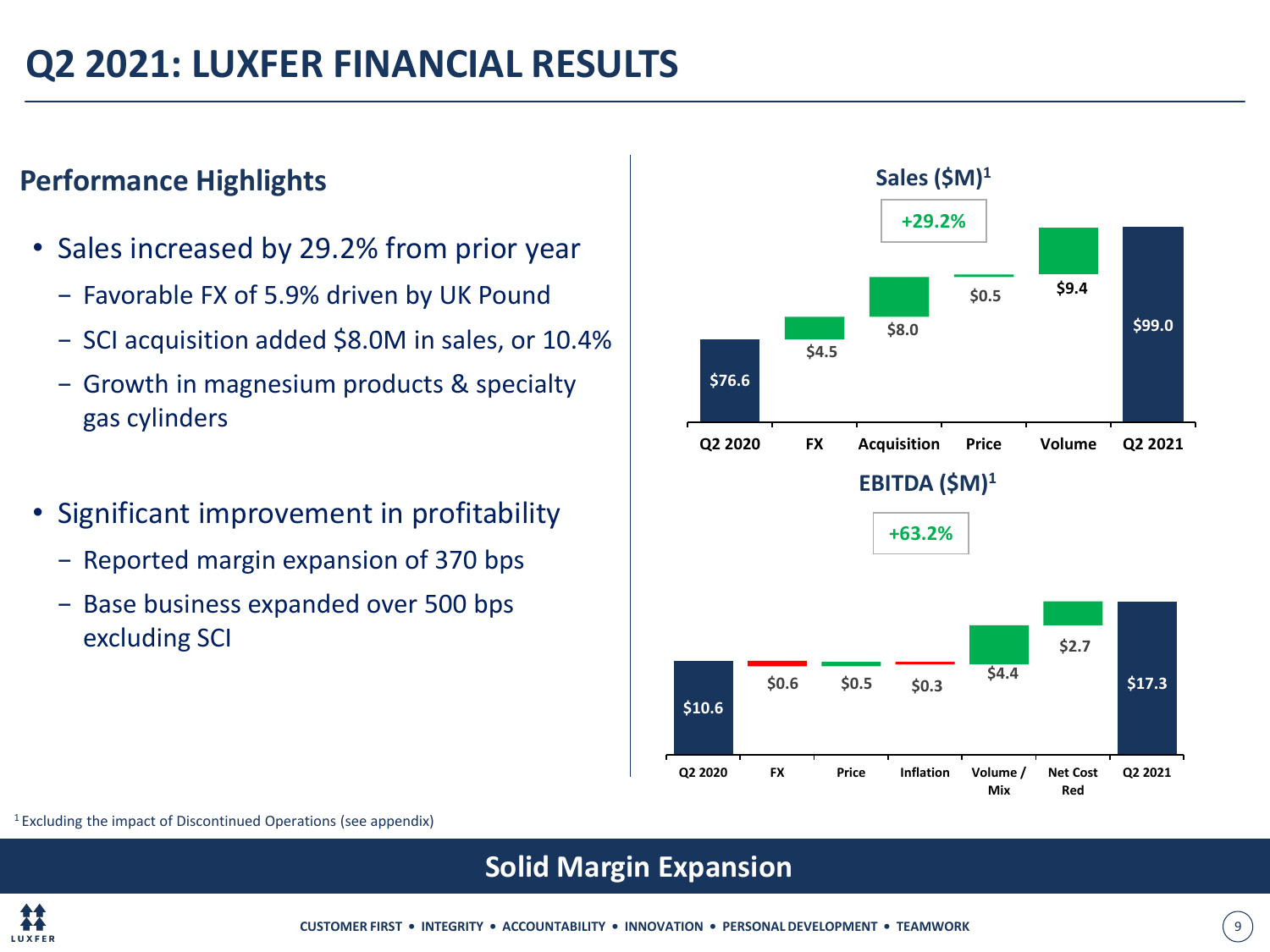# Q2 2021: LUXFER FINANCIAL RESULTS

## Performance Highlights

- Sales increased by 29.2% from prior year
  - Favorable FX of 5.9% driven by UK Pound
  - SCI acquisition added $8.0M in sales, or 10.4%
  - Growth in magnesium products & specialty gas cylinders

- Significant improvement in profitability
  - Reported margin expansion of 370 bps
  - Base business expanded over 500 bps excluding SCI

**Sales ($M)[1]**

**+29.2%**

| Q2 2020 | FX | Acquisition | Price | Volume | Q2 2021 |
|---|---|---|---|---|---|
| $76.6 | $4.5 | $8.0 | $0.5 | $9.4 | $99.0 |

**EBITDA ($M)[1]**

**+63.2%**

| Q2 2020 | FX | Price | Inflation | Volume / Mix | Net Cost Red | Q2 2021 |
|---|---|---|---|---|---|---|
| $10.6 | $0.6 | $0.5 | $0.3 | $4.4 | $2.7 | $17.3 |

[1] Excluding the impact of Discontinued Operations (see appendix)

**Solid Margin Expansion**

CUSTOMER FIRST • INTEGRITY • ACCOUNTABILITY • INNOVATION • PERSONAL DEVELOPMENT • TEAMWORK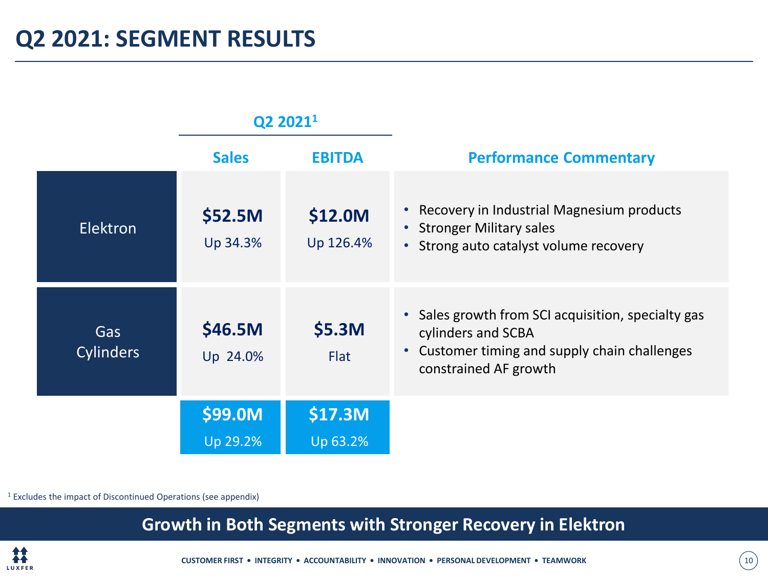# Q2 2021: SEGMENT RESULTS

| | Q2 2021[1] | | |
|---|---|---|---|
| | **Sales** | **EBITDA** | **Performance Commentary** |
| Elektron | **$52.5M** Up 34.3% | **$12.0M** Up 126.4% | • Recovery in Industrial Magnesium products<br>• Stronger Military sales<br>• Strong auto catalyst volume recovery |
| Gas Cylinders | **$46.5M** Up 24.0% | **$5.3M** Flat | • Sales growth from SCI acquisition, specialty gas cylinders and SCBA<br>• Customer timing and supply chain challenges constrained AF growth |
| | **$99.0M** Up 29.2% | **$17.3M** Up 63.2% | |

[1] Excludes the impact of Discontinued Operations (see appendix)

**Growth in Both Segments with Stronger Recovery in Elektron**

CUSTOMER FIRST • INTEGRITY • ACCOUNTABILITY • INNOVATION • PERSONAL DEVELOPMENT • TEAMWORK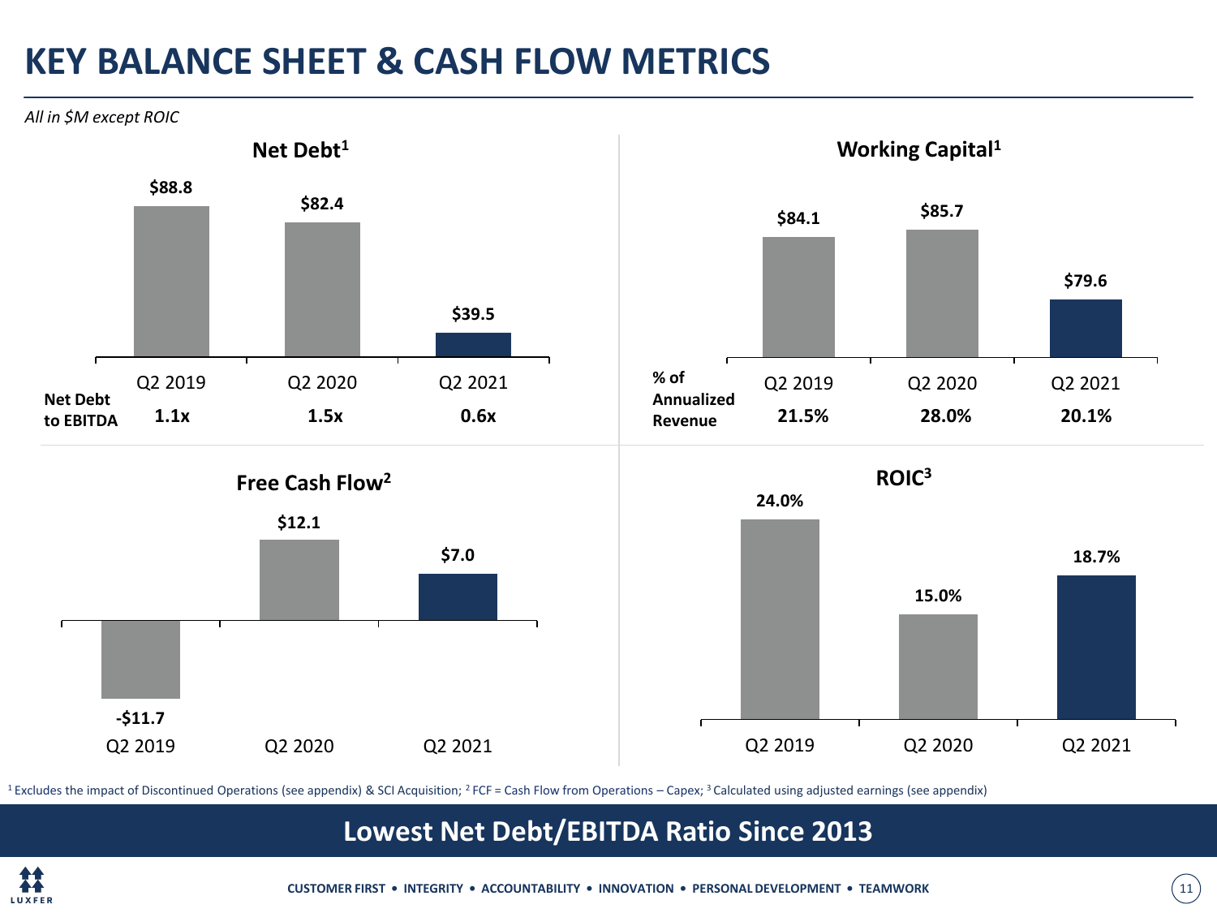# KEY BALANCE SHEET & CASH FLOW METRICS

*All in $M except ROIC*

## Net Debt[1]

| | Q2 2019 | Q2 2020 | Q2 2021 |
|---|---|---|---|
| Net Debt | $88.8 | $82.4 | $39.5 |
| **Net Debt to EBITDA** | **1.1x** | **1.5x** | **0.6x** |

## Working Capital[1]

| | Q2 2019 | Q2 2020 | Q2 2021 |
|---|---|---|---|
| Working Capital | $84.1 | $85.7 | $79.6 |
| **% of Annualized Revenue** | **21.5%** | **28.0%** | **20.1%** |

## Free Cash Flow[2]

| Q2 2019 | Q2 2020 | Q2 2021 |
|---|---|---|
| -$11.7 | $12.1 | $7.0 |

## ROIC[3]

| Q2 2019 | Q2 2020 | Q2 2021 |
|---|---|---|
| 24.0% | 15.0% | 18.7% |

[1] Excludes the impact of Discontinued Operations (see appendix) & SCI Acquisition; [2] FCF = Cash Flow from Operations – Capex; [3] Calculated using adjusted earnings (see appendix)

**Lowest Net Debt/EBITDA Ratio Since 2013**

CUSTOMER FIRST • INTEGRITY • ACCOUNTABILITY • INNOVATION • PERSONAL DEVELOPMENT • TEAMWORK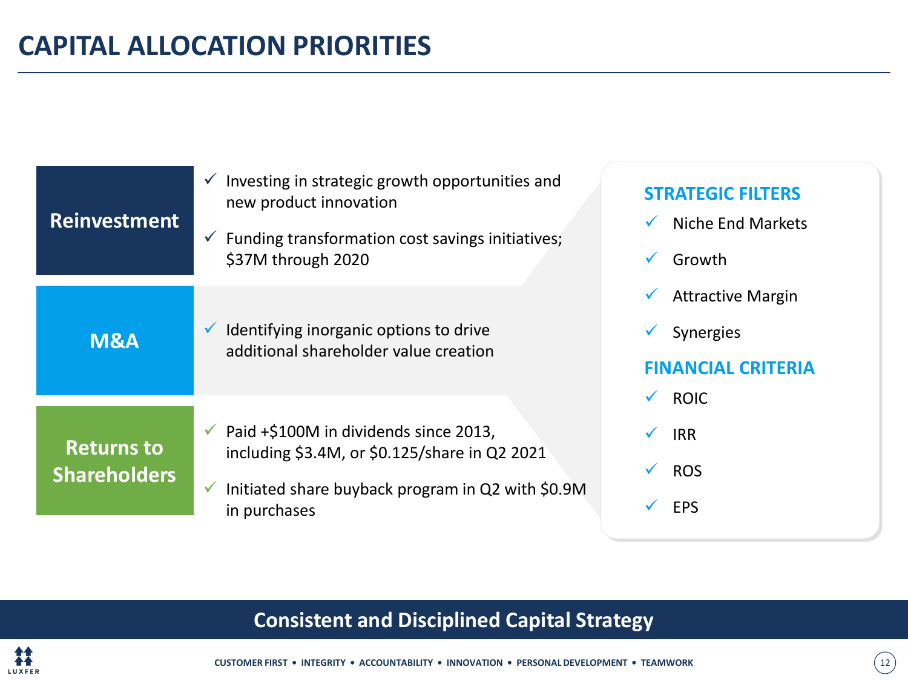# CAPITAL ALLOCATION PRIORITIES

## Reinvestment

- ✓ Investing in strategic growth opportunities and new product innovation
- ✓ Funding transformation cost savings initiatives; $37M through 2020

## M&A

- ✓ Identifying inorganic options to drive additional shareholder value creation

## Returns to Shareholders

- ✓ Paid +$100M in dividends since 2013, including $3.4M, or $0.125/share in Q2 2021
- ✓ Initiated share buyback program in Q2 with $0.9M in purchases

### STRATEGIC FILTERS

- ✓ Niche End Markets
- ✓ Growth
- ✓ Attractive Margin
- ✓ Synergies

### FINANCIAL CRITERIA

- ✓ ROIC
- ✓ IRR
- ✓ ROS
- ✓ EPS

**Consistent and Disciplined Capital Strategy**

CUSTOMER FIRST • INTEGRITY • ACCOUNTABILITY • INNOVATION • PERSONAL DEVELOPMENT • TEAMWORK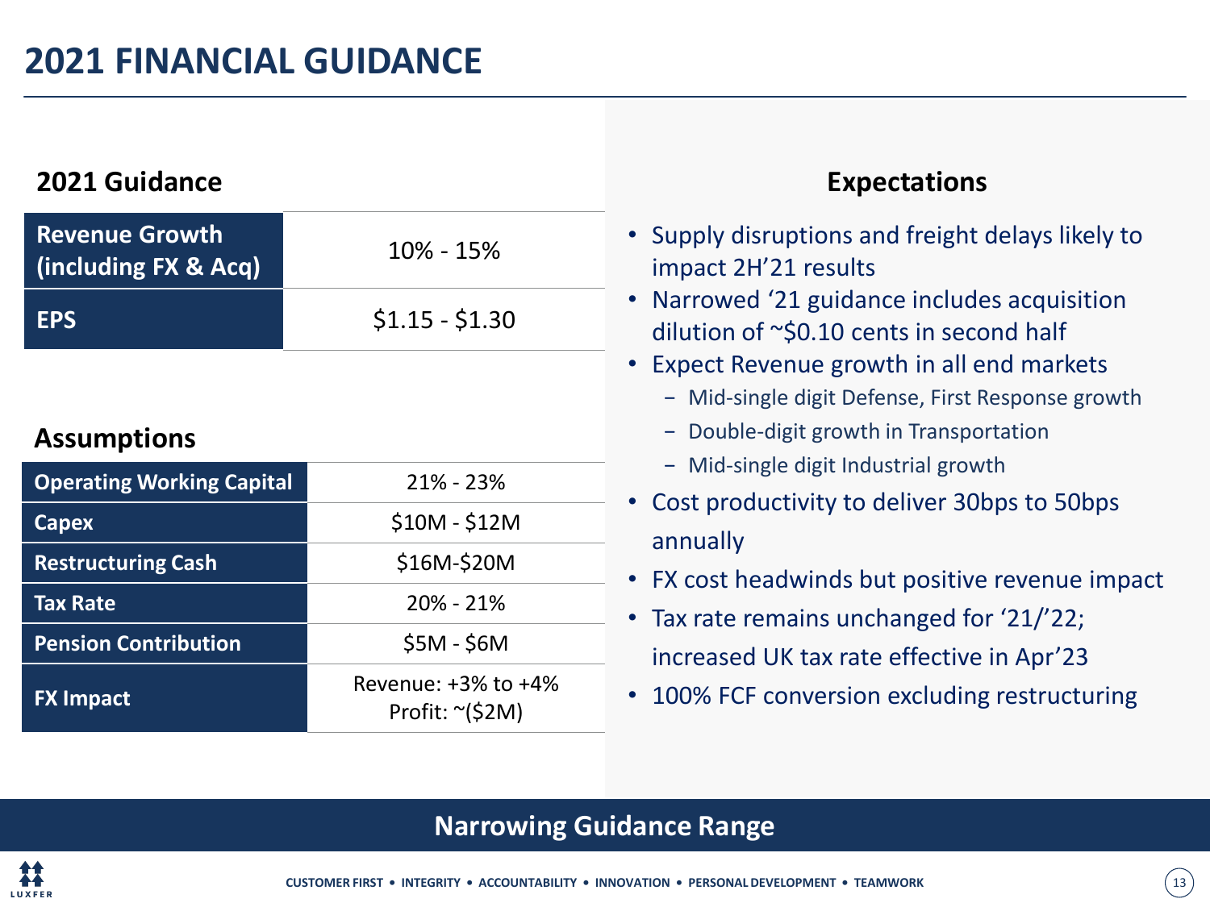# 2021 FINANCIAL GUIDANCE

## 2021 Guidance

| | |
|---|---|
| **Revenue Growth (including FX & Acq)** | 10% - 15% |
| **EPS** | $1.15 - $1.30 |

## Assumptions

| | |
|---|---|
| **Operating Working Capital** | 21% - 23% |
| **Capex** | $10M - $12M |
| **Restructuring Cash** | $16M-$20M |
| **Tax Rate** | 20% - 21% |
| **Pension Contribution** | $5M - $6M |
| **FX Impact** | Revenue: +3% to +4%<br>Profit: ~($2M) |

## Expectations

- Supply disruptions and freight delays likely to impact 2H'21 results
- Narrowed '21 guidance includes acquisition dilution of ~$0.10 cents in second half
- Expect Revenue growth in all end markets
  - Mid-single digit Defense, First Response growth
  - Double-digit growth in Transportation
  - Mid-single digit Industrial growth
- Cost productivity to deliver 30bps to 50bps annually
- FX cost headwinds but positive revenue impact
- Tax rate remains unchanged for '21/'22; increased UK tax rate effective in Apr'23
- 100% FCF conversion excluding restructuring

**Narrowing Guidance Range**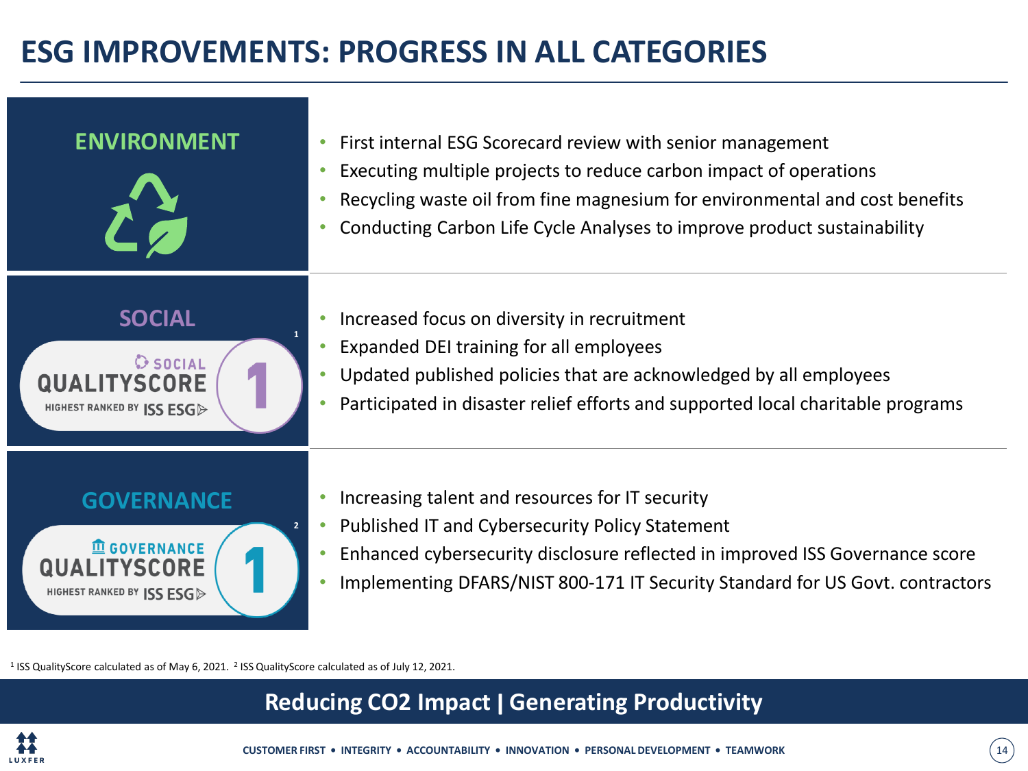# ESG IMPROVEMENTS: PROGRESS IN ALL CATEGORIES

## ENVIRONMENT

- First internal ESG Scorecard review with senior management
- Executing multiple projects to reduce carbon impact of operations
- Recycling waste oil from fine magnesium for environmental and cost benefits
- Conducting Carbon Life Cycle Analyses to improve product sustainability

## SOCIAL

SOCIAL QUALITYSCORE 1 — HIGHEST RANKED BY ISS ESG[1]

- Increased focus on diversity in recruitment
- Expanded DEI training for all employees
- Updated published policies that are acknowledged by all employees
- Participated in disaster relief efforts and supported local charitable programs

## GOVERNANCE

GOVERNANCE QUALITYSCORE 1 — HIGHEST RANKED BY ISS ESG[2]

- Increasing talent and resources for IT security
- Published IT and Cybersecurity Policy Statement
- Enhanced cybersecurity disclosure reflected in improved ISS Governance score
- Implementing DFARS/NIST 800-171 IT Security Standard for US Govt. contractors

[1] ISS QualityScore calculated as of May 6, 2021. [2] ISS QualityScore calculated as of July 12, 2021.

**Reducing CO2 Impact | Generating Productivity**

CUSTOMER FIRST • INTEGRITY • ACCOUNTABILITY • INNOVATION • PERSONAL DEVELOPMENT • TEAMWORK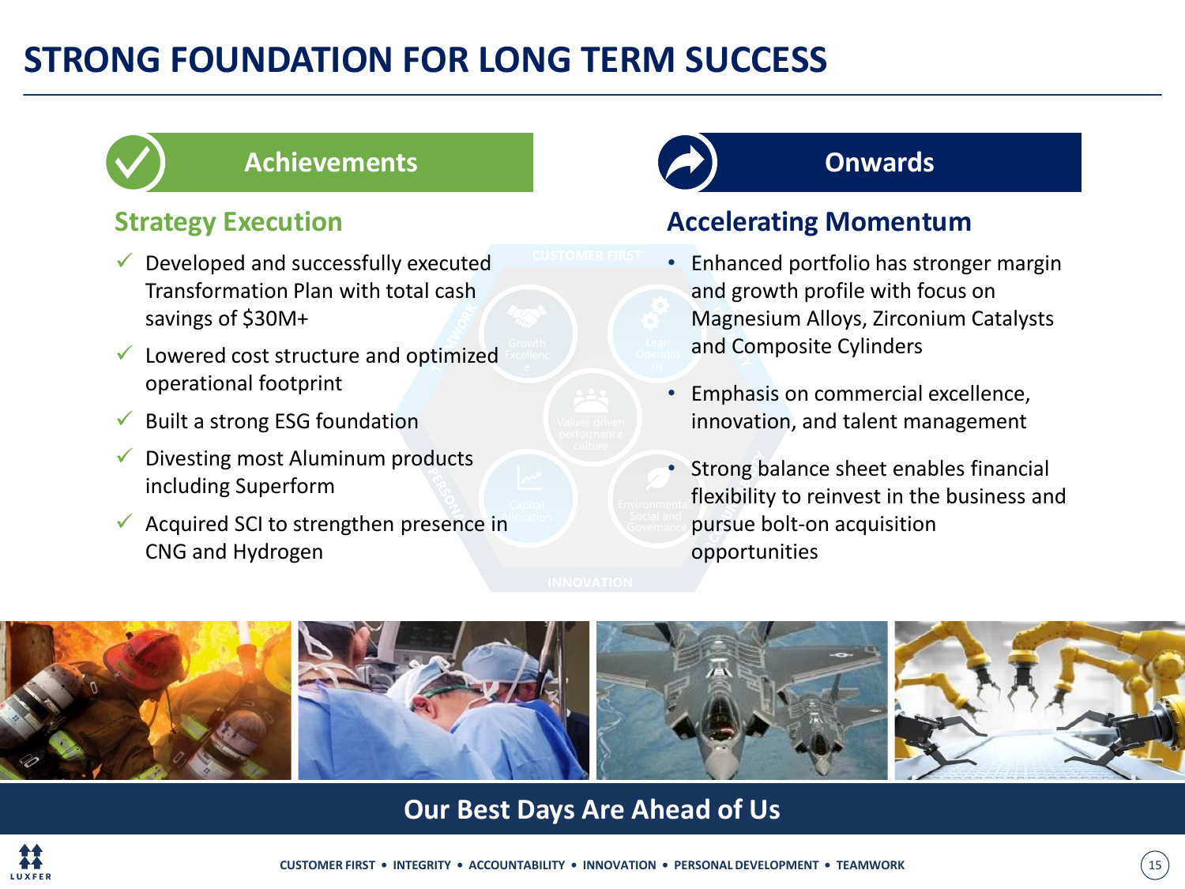# STRONG FOUNDATION FOR LONG TERM SUCCESS

## Achievements

### Strategy Execution

- ✓ Developed and successfully executed Transformation Plan with total cash savings of $30M+
- ✓ Lowered cost structure and optimized operational footprint
- ✓ Built a strong ESG foundation
- ✓ Divesting most Aluminum products including Superform
- ✓ Acquired SCI to strengthen presence in CNG and Hydrogen

## Onwards

### Accelerating Momentum

- Enhanced portfolio has stronger margin and growth profile with focus on Magnesium Alloys, Zirconium Catalysts and Composite Cylinders
- Emphasis on commercial excellence, innovation, and talent management
- Strong balance sheet enables financial flexibility to reinvest in the business and pursue bolt-on acquisition opportunities

**Our Best Days Are Ahead of Us**

CUSTOMER FIRST • INTEGRITY • ACCOUNTABILITY • INNOVATION • PERSONAL DEVELOPMENT • TEAMWORK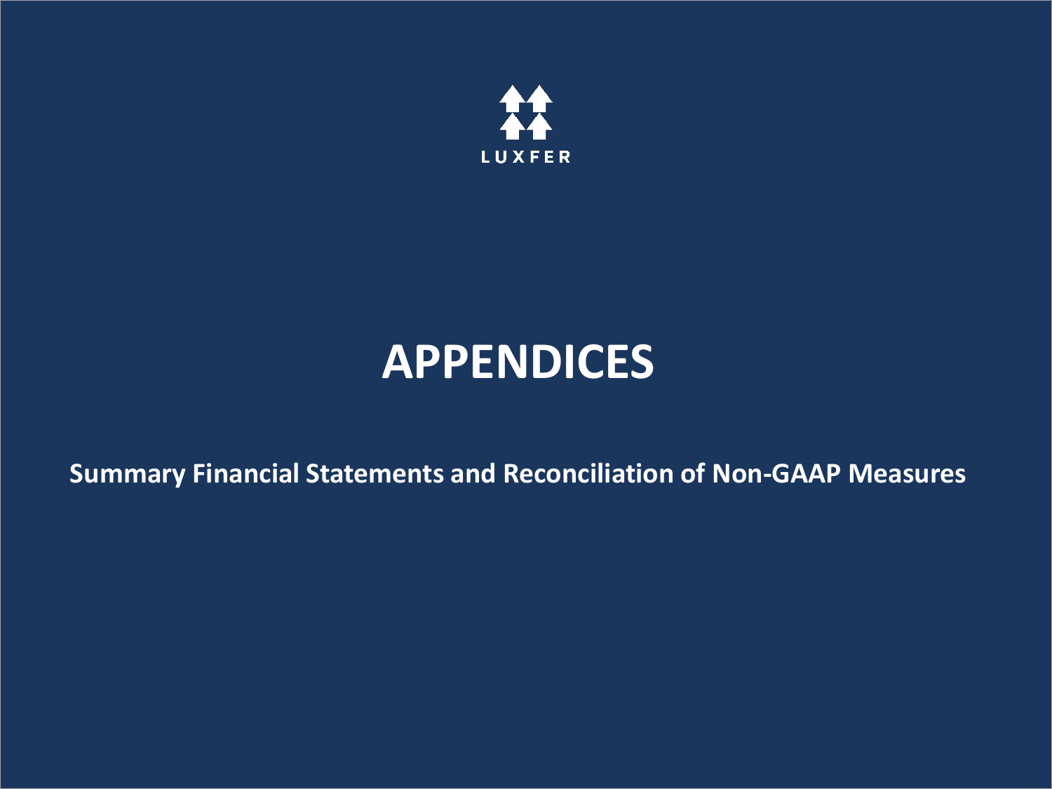LUXFER

# APPENDICES

**Summary Financial Statements and Reconciliation of Non-GAAP Measures**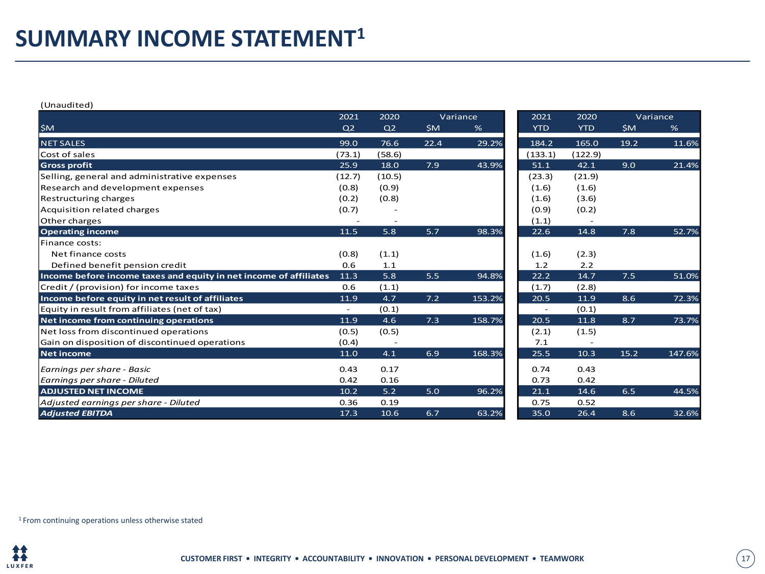# SUMMARY INCOME STATEMENT[1]

(Unaudited)

| $M | 2021 Q2 | 2020 Q2 | Variance $M | Variance % | 2021 YTD | 2020 YTD | Variance $M | Variance % |
|---|---|---|---|---|---|---|---|---|
| **NET SALES** | 99.0 | 76.6 | 22.4 | 29.2% | 184.2 | 165.0 | 19.2 | 11.6% |
| Cost of sales | (73.1) | (58.6) | | | (133.1) | (122.9) | | |
| **Gross profit** | 25.9 | 18.0 | 7.9 | 43.9% | 51.1 | 42.1 | 9.0 | 21.4% |
| Selling, general and administrative expenses | (12.7) | (10.5) | | | (23.3) | (21.9) | | |
| Research and development expenses | (0.8) | (0.9) | | | (1.6) | (1.6) | | |
| Restructuring charges | (0.2) | (0.8) | | | (1.6) | (3.6) | | |
| Acquisition related charges | (0.7) | - | | | (0.9) | (0.2) | | |
| Other charges | - | - | | | (1.1) | - | | |
| **Operating income** | 11.5 | 5.8 | 5.7 | 98.3% | 22.6 | 14.8 | 7.8 | 52.7% |
| Finance costs: | | | | | | | | |
| Net finance costs | (0.8) | (1.1) | | | (1.6) | (2.3) | | |
| Defined benefit pension credit | 0.6 | 1.1 | | | 1.2 | 2.2 | | |
| **Income before income taxes and equity in net income of affiliates** | 11.3 | 5.8 | 5.5 | 94.8% | 22.2 | 14.7 | 7.5 | 51.0% |
| Credit / (provision) for income taxes | 0.6 | (1.1) | | | (1.7) | (2.8) | | |
| **Income before equity in net result of affiliates** | 11.9 | 4.7 | 7.2 | 153.2% | 20.5 | 11.9 | 8.6 | 72.3% |
| Equity in result from affiliates (net of tax) | - | (0.1) | | | - | (0.1) | | |
| **Net income from continuing operations** | 11.9 | 4.6 | 7.3 | 158.7% | 20.5 | 11.8 | 8.7 | 73.7% |
| Net loss from discontinued operations | (0.5) | (0.5) | | | (2.1) | (1.5) | | |
| Gain on disposition of discontinued operations | (0.4) | - | | | 7.1 | - | | |
| **Net income** | 11.0 | 4.1 | 6.9 | 168.3% | 25.5 | 10.3 | 15.2 | 147.6% |
| *Earnings per share - Basic* | 0.43 | 0.17 | | | 0.74 | 0.43 | | |
| *Earnings per share - Diluted* | 0.42 | 0.16 | | | 0.73 | 0.42 | | |
| **ADJUSTED NET INCOME** | 10.2 | 5.2 | 5.0 | 96.2% | 21.1 | 14.6 | 6.5 | 44.5% |
| *Adjusted earnings per share - Diluted* | 0.36 | 0.19 | | | 0.75 | 0.52 | | |
| ***Adjusted EBITDA*** | 17.3 | 10.6 | 6.7 | 63.2% | 35.0 | 26.4 | 8.6 | 32.6% |

[1] From continuing operations unless otherwise stated

CUSTOMER FIRST • INTEGRITY • ACCOUNTABILITY • INNOVATION • PERSONAL DEVELOPMENT • TEAMWORK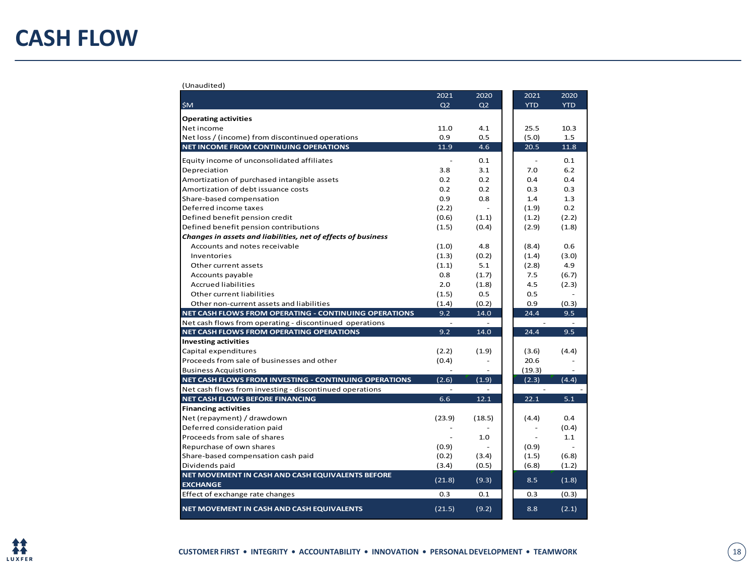# CASH FLOW

(Unaudited)

| $M | 2021 Q2 | 2020 Q2 | 2021 YTD | 2020 YTD |
|---|---|---|---|---|
| **Operating activities** | | | | |
| Net income | 11.0 | 4.1 | 25.5 | 10.3 |
| Net loss / (income) from discontinued operations | 0.9 | 0.5 | (5.0) | 1.5 |
| **NET INCOME FROM CONTINUING OPERATIONS** | 11.9 | 4.6 | 20.5 | 11.8 |
| Equity income of unconsolidated affiliates | - | 0.1 | - | 0.1 |
| Depreciation | 3.8 | 3.1 | 7.0 | 6.2 |
| Amortization of purchased intangible assets | 0.2 | 0.2 | 0.4 | 0.4 |
| Amortization of debt issuance costs | 0.2 | 0.2 | 0.3 | 0.3 |
| Share-based compensation | 0.9 | 0.8 | 1.4 | 1.3 |
| Deferred income taxes | (2.2) | - | (1.9) | 0.2 |
| Defined benefit pension credit | (0.6) | (1.1) | (1.2) | (2.2) |
| Defined benefit pension contributions | (1.5) | (0.4) | (2.9) | (1.8) |
| ***Changes in assets and liabilities, net of effects of business*** | | | | |
| Accounts and notes receivable | (1.0) | 4.8 | (8.4) | 0.6 |
| Inventories | (1.3) | (0.2) | (1.4) | (3.0) |
| Other current assets | (1.1) | 5.1 | (2.8) | 4.9 |
| Accounts payable | 0.8 | (1.7) | 7.5 | (6.7) |
| Accrued liabilities | 2.0 | (1.8) | 4.5 | (2.3) |
| Other current liabilities | (1.5) | 0.5 | 0.5 | - |
| Other non-current assets and liabilities | (1.4) | (0.2) | 0.9 | (0.3) |
| **NET CASH FLOWS FROM OPERATING - CONTINUING OPERATIONS** | 9.2 | 14.0 | 24.4 | 9.5 |
| Net cash flows from operating - discontinued operations | - | - | - | - |
| **NET CASH FLOWS FROM OPERATING OPERATIONS** | 9.2 | 14.0 | 24.4 | 9.5 |
| **Investing activities** | | | | |
| Capital expenditures | (2.2) | (1.9) | (3.6) | (4.4) |
| Proceeds from sale of businesses and other | (0.4) | - | 20.6 | - |
| Business Acquistions | - | - | (19.3) | - |
| **NET CASH FLOWS FROM INVESTING - CONTINUING OPERATIONS** | (2.6) | (1.9) | (2.3) | (4.4) |
| Net cash flows from investing - discontinued operations | - | - | - | - |
| **NET CASH FLOWS BEFORE FINANCING** | 6.6 | 12.1 | 22.1 | 5.1 |
| **Financing activities** | | | | |
| Net (repayment) / drawdown | (23.9) | (18.5) | (4.4) | 0.4 |
| Deferred consideration paid | - | - | - | (0.4) |
| Proceeds from sale of shares | - | 1.0 | - | 1.1 |
| Repurchase of own shares | (0.9) | - | (0.9) | - |
| Share-based compensation cash paid | (0.2) | (3.4) | (1.5) | (6.8) |
| Dividends paid | (3.4) | (0.5) | (6.8) | (1.2) |
| **NET MOVEMENT IN CASH AND CASH EQUIVALENTS BEFORE EXCHANGE** | (21.8) | (9.3) | 8.5 | (1.8) |
| Effect of exchange rate changes | 0.3 | 0.1 | 0.3 | (0.3) |
| **NET MOVEMENT IN CASH AND CASH EQUIVALENTS** | (21.5) | (9.2) | 8.8 | (2.1) |

CUSTOMER FIRST • INTEGRITY • ACCOUNTABILITY • INNOVATION • PERSONAL DEVELOPMENT • TEAMWORK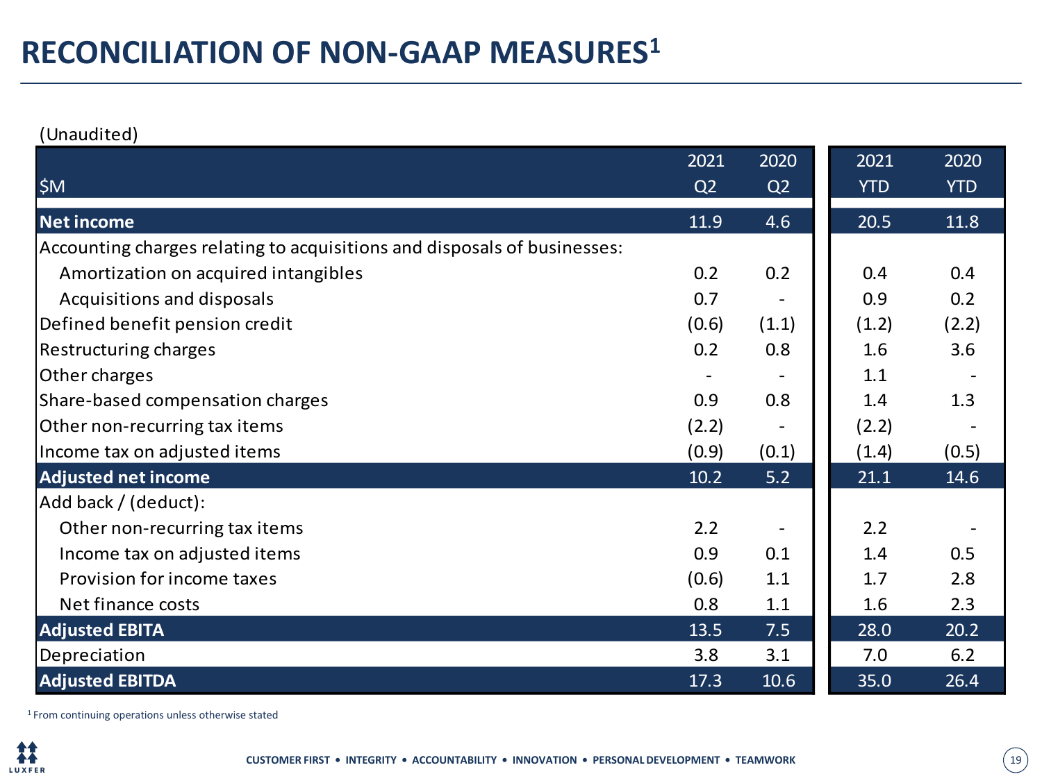# RECONCILIATION OF NON-GAAP MEASURES[1]

(Unaudited)

| $M | 2021 Q2 | 2020 Q2 | 2021 YTD | 2020 YTD |
|---|---|---|---|---|
| **Net income** | 11.9 | 4.6 | 20.5 | 11.8 |
| Accounting charges relating to acquisitions and disposals of businesses: | | | | |
| Amortization on acquired intangibles | 0.2 | 0.2 | 0.4 | 0.4 |
| Acquisitions and disposals | 0.7 | - | 0.9 | 0.2 |
| Defined benefit pension credit | (0.6) | (1.1) | (1.2) | (2.2) |
| Restructuring charges | 0.2 | 0.8 | 1.6 | 3.6 |
| Other charges | - | - | 1.1 | - |
| Share-based compensation charges | 0.9 | 0.8 | 1.4 | 1.3 |
| Other non-recurring tax items | (2.2) | - | (2.2) | - |
| Income tax on adjusted items | (0.9) | (0.1) | (1.4) | (0.5) |
| **Adjusted net income** | 10.2 | 5.2 | 21.1 | 14.6 |
| Add back / (deduct): | | | | |
| Other non-recurring tax items | 2.2 | - | 2.2 | - |
| Income tax on adjusted items | 0.9 | 0.1 | 1.4 | 0.5 |
| Provision for income taxes | (0.6) | 1.1 | 1.7 | 2.8 |
| Net finance costs | 0.8 | 1.1 | 1.6 | 2.3 |
| **Adjusted EBITA** | 13.5 | 7.5 | 28.0 | 20.2 |
| Depreciation | 3.8 | 3.1 | 7.0 | 6.2 |
| **Adjusted EBITDA** | 17.3 | 10.6 | 35.0 | 26.4 |

[1] From continuing operations unless otherwise stated

CUSTOMER FIRST • INTEGRITY • ACCOUNTABILITY • INNOVATION • PERSONAL DEVELOPMENT • TEAMWORK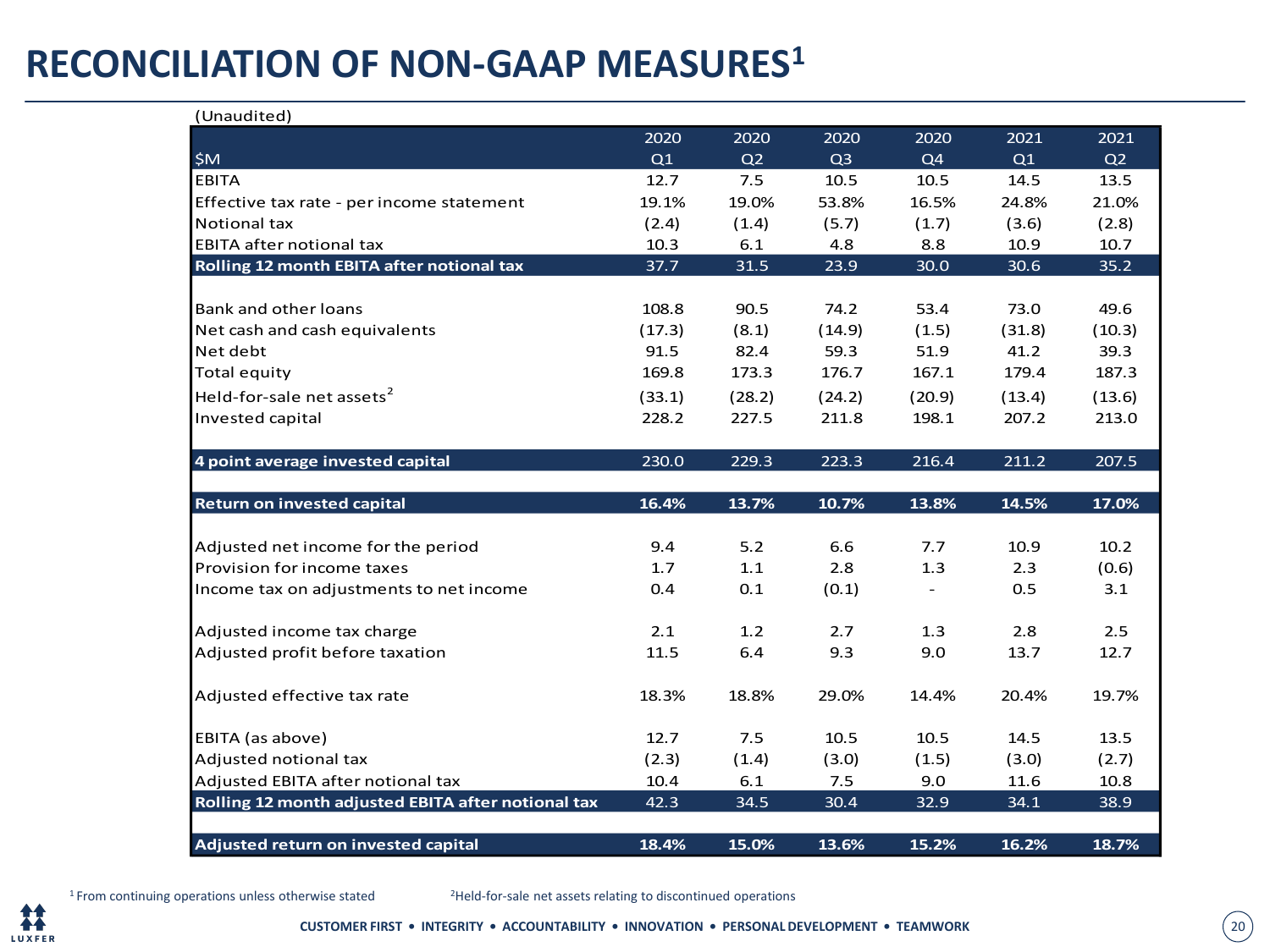# RECONCILIATION OF NON-GAAP MEASURES[1]

(Unaudited)

| $M | 2020 Q1 | 2020 Q2 | 2020 Q3 | 2020 Q4 | 2021 Q1 | 2021 Q2 |
|---|---|---|---|---|---|---|
| EBITA | 12.7 | 7.5 | 10.5 | 10.5 | 14.5 | 13.5 |
| Effective tax rate - per income statement | 19.1% | 19.0% | 53.8% | 16.5% | 24.8% | 21.0% |
| Notional tax | (2.4) | (1.4) | (5.7) | (1.7) | (3.6) | (2.8) |
| EBITA after notional tax | 10.3 | 6.1 | 4.8 | 8.8 | 10.9 | 10.7 |
| **Rolling 12 month EBITA after notional tax** | 37.7 | 31.5 | 23.9 | 30.0 | 30.6 | 35.2 |
| | | | | | | |
| Bank and other loans | 108.8 | 90.5 | 74.2 | 53.4 | 73.0 | 49.6 |
| Net cash and cash equivalents | (17.3) | (8.1) | (14.9) | (1.5) | (31.8) | (10.3) |
| Net debt | 91.5 | 82.4 | 59.3 | 51.9 | 41.2 | 39.3 |
| Total equity | 169.8 | 173.3 | 176.7 | 167.1 | 179.4 | 187.3 |
| Held-for-sale net assets[2] | (33.1) | (28.2) | (24.2) | (20.9) | (13.4) | (13.6) |
| Invested capital | 228.2 | 227.5 | 211.8 | 198.1 | 207.2 | 213.0 |
| | | | | | | |
| **4 point average invested capital** | 230.0 | 229.3 | 223.3 | 216.4 | 211.2 | 207.5 |
| | | | | | | |
| **Return on invested capital** | **16.4%** | **13.7%** | **10.7%** | **13.8%** | **14.5%** | **17.0%** |
| | | | | | | |
| Adjusted net income for the period | 9.4 | 5.2 | 6.6 | 7.7 | 10.9 | 10.2 |
| Provision for income taxes | 1.7 | 1.1 | 2.8 | 1.3 | 2.3 | (0.6) |
| Income tax on adjustments to net income | 0.4 | 0.1 | (0.1) | - | 0.5 | 3.1 |
| | | | | | | |
| Adjusted income tax charge | 2.1 | 1.2 | 2.7 | 1.3 | 2.8 | 2.5 |
| Adjusted profit before taxation | 11.5 | 6.4 | 9.3 | 9.0 | 13.7 | 12.7 |
| | | | | | | |
| Adjusted effective tax rate | 18.3% | 18.8% | 29.0% | 14.4% | 20.4% | 19.7% |
| | | | | | | |
| EBITA (as above) | 12.7 | 7.5 | 10.5 | 10.5 | 14.5 | 13.5 |
| Adjusted notional tax | (2.3) | (1.4) | (3.0) | (1.5) | (3.0) | (2.7) |
| Adjusted EBITA after notional tax | 10.4 | 6.1 | 7.5 | 9.0 | 11.6 | 10.8 |
| **Rolling 12 month adjusted EBITA after notional tax** | 42.3 | 34.5 | 30.4 | 32.9 | 34.1 | 38.9 |
| | | | | | | |
| **Adjusted return on invested capital** | **18.4%** | **15.0%** | **13.6%** | **15.2%** | **16.2%** | **18.7%** |

[1] From continuing operations unless otherwise stated

[2] Held-for-sale net assets relating to discontinued operations

CUSTOMER FIRST • INTEGRITY • ACCOUNTABILITY • INNOVATION • PERSONAL DEVELOPMENT • TEAMWORK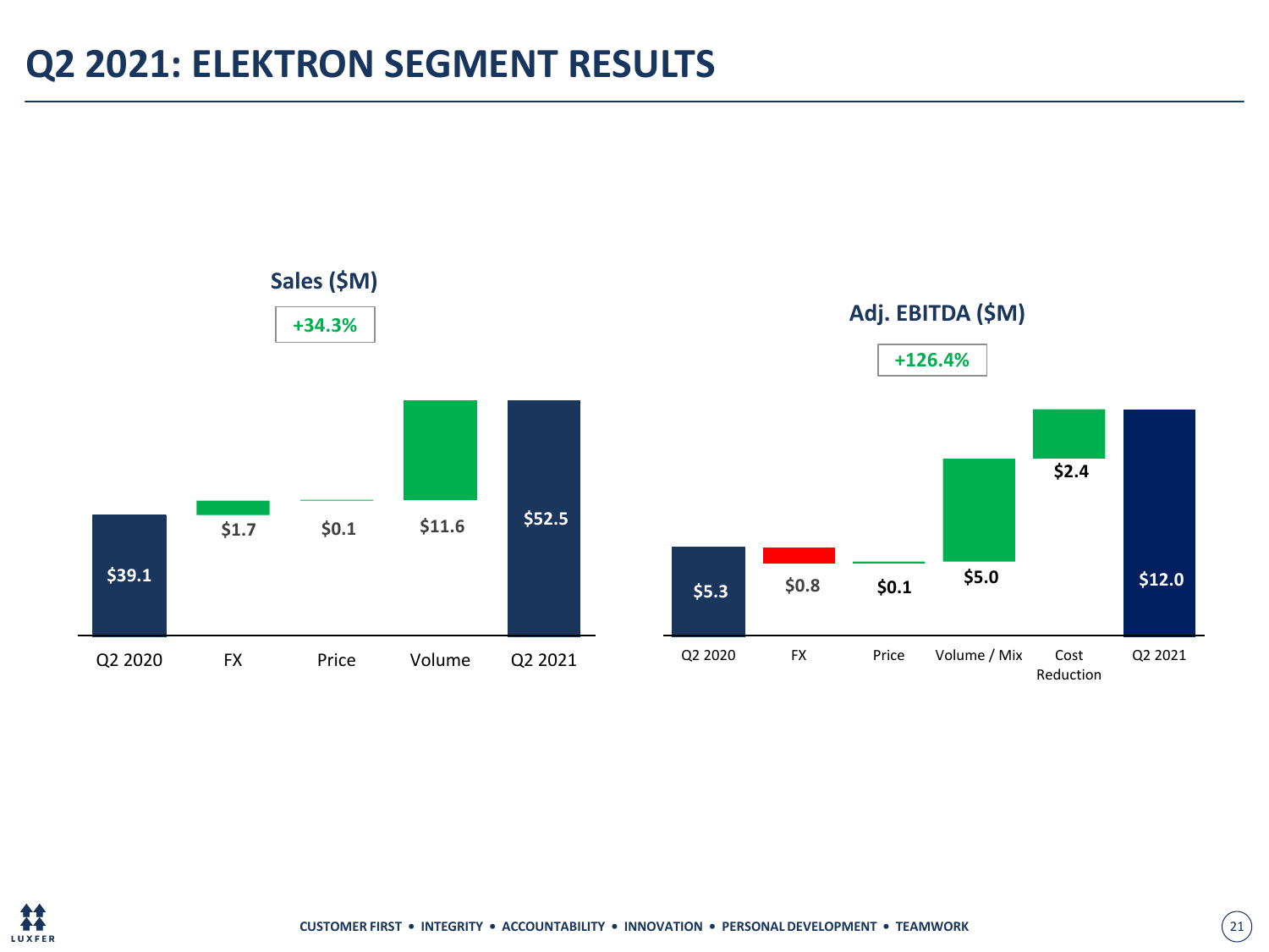# Q2 2021: ELEKTRON SEGMENT RESULTS

**Sales ($M)**

**+34.3%**

| Q2 2020 | FX | Price | Volume | Q2 2021 |
|---|---|---|---|---|
| $39.1 | $1.7 | $0.1 | $11.6 | $52.5 |

**Adj. EBITDA ($M)**

**+126.4%**

| Q2 2020 | FX | Price | Volume / Mix | Cost Reduction | Q2 2021 |
|---|---|---|---|---|---|
| $5.3 | $0.8 | $0.1 | $5.0 | $2.4 | $12.0 |

CUSTOMER FIRST • INTEGRITY • ACCOUNTABILITY • INNOVATION • PERSONAL DEVELOPMENT • TEAMWORK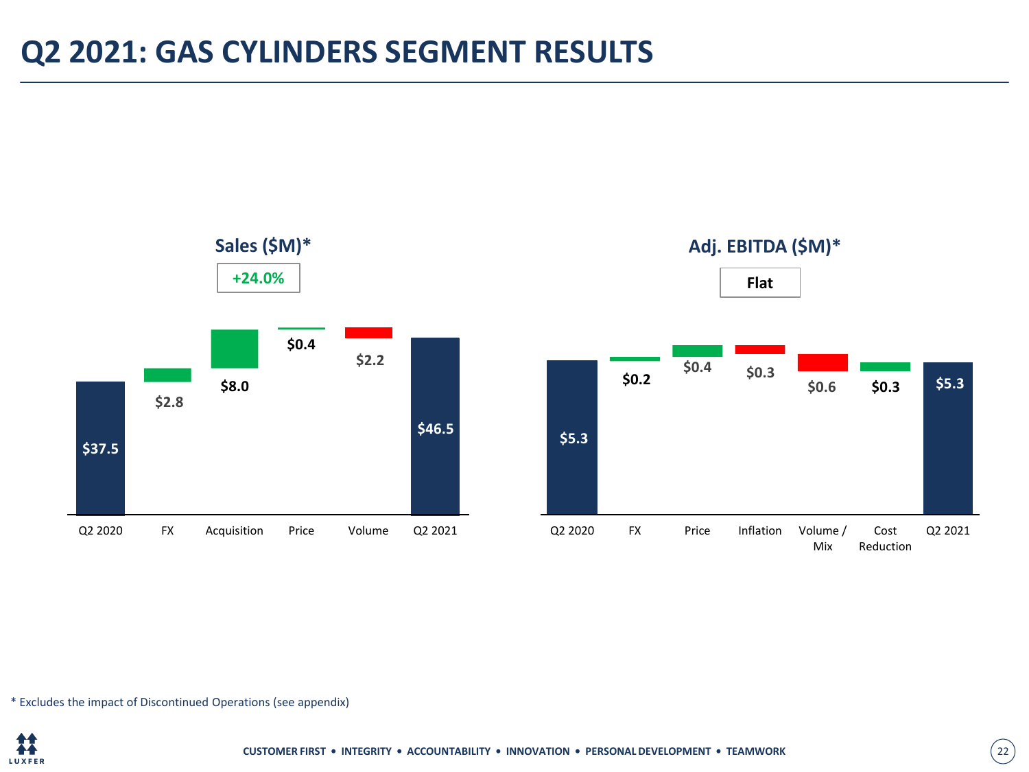# Q2 2021: GAS CYLINDERS SEGMENT RESULTS

**Sales ($M)***

**+24.0%**

| Q2 2020 | FX | Acquisition | Price | Volume | Q2 2021 |
|---|---|---|---|---|---|
| $37.5 | $2.8 | $8.0 | $0.4 | $2.2 | $46.5 |

**Adj. EBITDA ($M)***

**Flat**

| Q2 2020 | FX | Price | Inflation | Volume / Mix | Cost Reduction | Q2 2021 |
|---|---|---|---|---|---|---|
| $5.3 | $0.2 | $0.4 | $0.3 | $0.6 | $0.3 | $5.3 |

\* Excludes the impact of Discontinued Operations (see appendix)

CUSTOMER FIRST • INTEGRITY • ACCOUNTABILITY • INNOVATION • PERSONAL DEVELOPMENT • TEAMWORK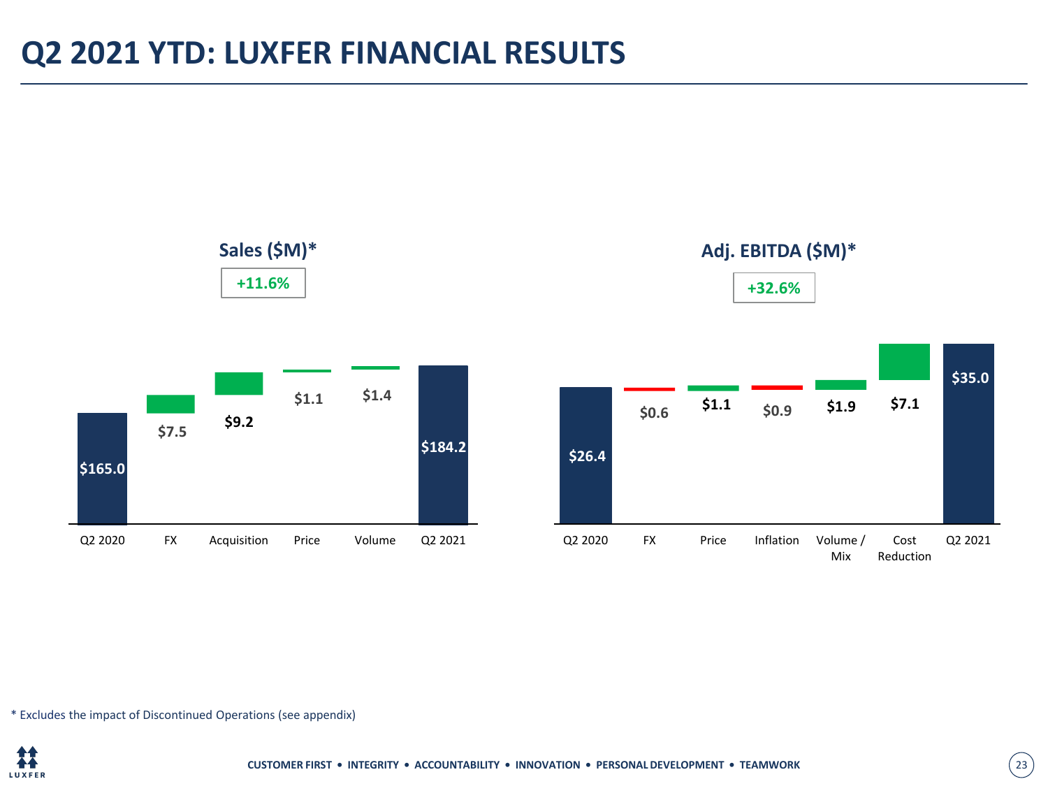# Q2 2021 YTD: LUXFER FINANCIAL RESULTS

**Sales ($M)***

**+11.6%**

| Q2 2020 | FX | Acquisition | Price | Volume | Q2 2021 |
|---|---|---|---|---|---|
| $165.0 | $7.5 | $9.2 | $1.1 | $1.4 | $184.2 |

**Adj. EBITDA ($M)***

**+32.6%**

| Q2 2020 | FX | Price | Inflation | Volume / Mix | Cost Reduction | Q2 2021 |
|---|---|---|---|---|---|---|
| $26.4 | $0.6 | $1.1 | $0.9 | $1.9 | $7.1 | $35.0 |

* Excludes the impact of Discontinued Operations (see appendix)

**CUSTOMER FIRST • INTEGRITY • ACCOUNTABILITY • INNOVATION • PERSONAL DEVELOPMENT • TEAMWORK**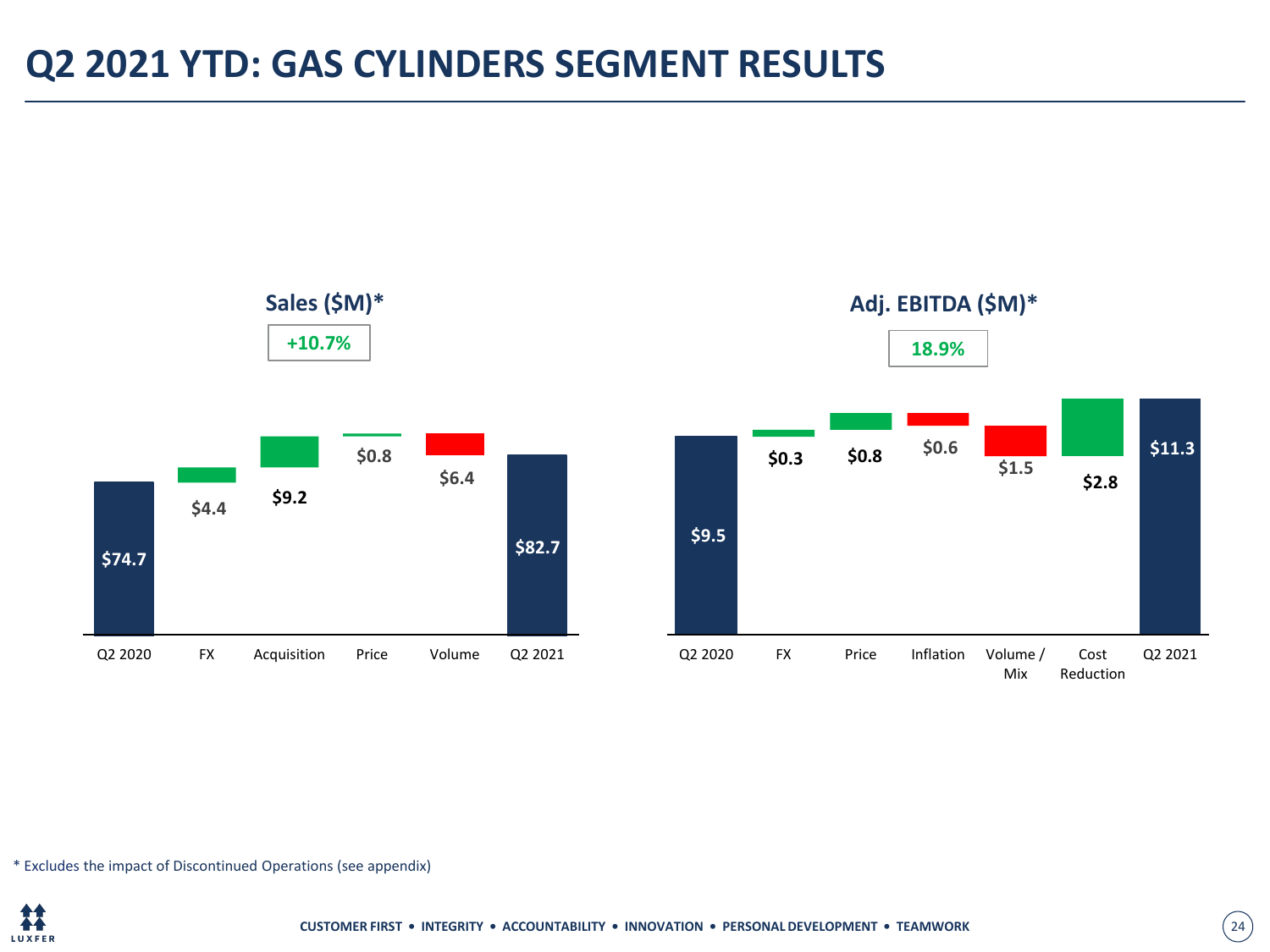# Q2 2021 YTD: GAS CYLINDERS SEGMENT RESULTS

**Sales ($M)***

**+10.7%**

| Q2 2020 | FX | Acquisition | Price | Volume | Q2 2021 |
|---|---|---|---|---|---|
| $74.7 | $4.4 | $9.2 | $0.8 | $6.4 | $82.7 |

**Adj. EBITDA ($M)***

**18.9%**

| Q2 2020 | FX | Price | Inflation | Volume / Mix | Cost Reduction | Q2 2021 |
|---|---|---|---|---|---|---|
| $9.5 | $0.3 | $0.8 | $0.6 | $1.5 | $2.8 | $11.3 |

* Excludes the impact of Discontinued Operations (see appendix)

CUSTOMER FIRST • INTEGRITY • ACCOUNTABILITY • INNOVATION • PERSONAL DEVELOPMENT • TEAMWORK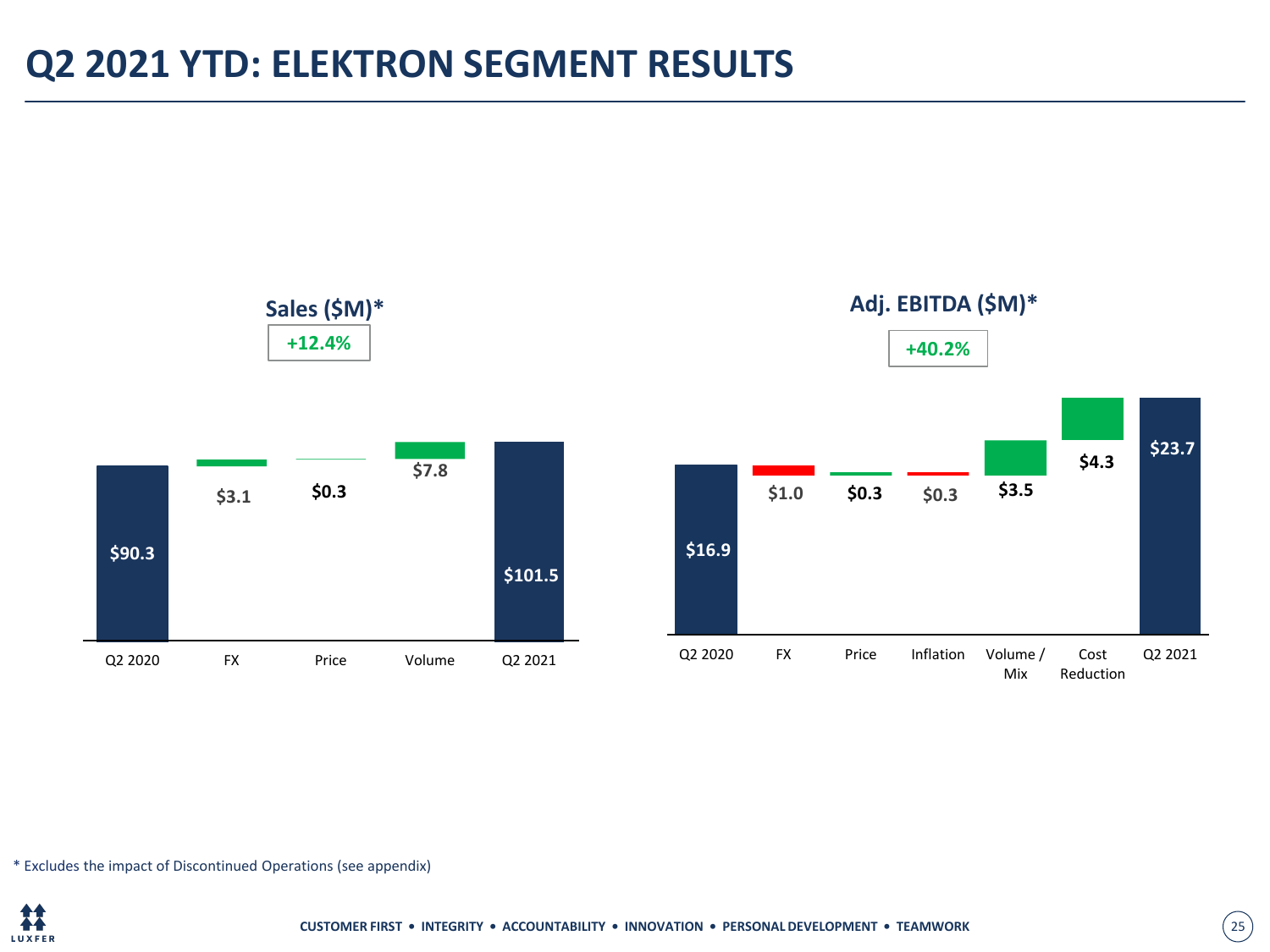# Q2 2021 YTD: ELEKTRON SEGMENT RESULTS

**Sales ($M)***

**+12.4%**

| Q2 2020 | FX | Price | Volume | Q2 2021 |
|---|---|---|---|---|
| $90.3 | $3.1 | $0.3 | $7.8 | $101.5 |

**Adj. EBITDA ($M)***

**+40.2%**

| Q2 2020 | FX | Price | Inflation | Volume / Mix | Cost Reduction | Q2 2021 |
|---|---|---|---|---|---|---|
| $16.9 | $1.0 | $0.3 | $0.3 | $3.5 | $4.3 | $23.7 |

* Excludes the impact of Discontinued Operations (see appendix)

CUSTOMER FIRST • INTEGRITY • ACCOUNTABILITY • INNOVATION • PERSONAL DEVELOPMENT • TEAMWORK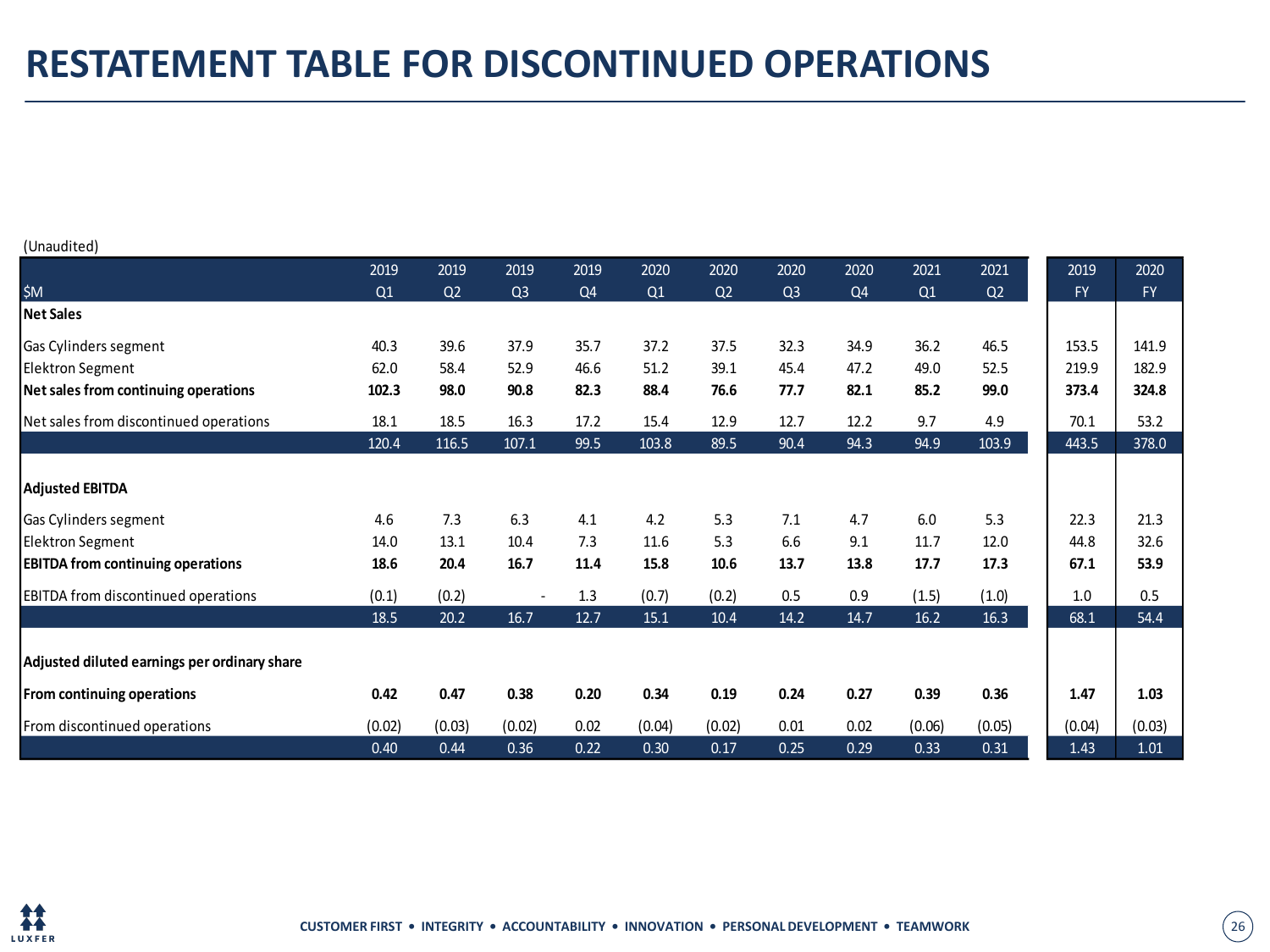# RESTATEMENT TABLE FOR DISCONTINUED OPERATIONS

(Unaudited)

| $M | 2019 Q1 | 2019 Q2 | 2019 Q3 | 2019 Q4 | 2020 Q1 | 2020 Q2 | 2020 Q3 | 2020 Q4 | 2021 Q1 | 2021 Q2 | 2019 FY | 2020 FY |
|---|---|---|---|---|---|---|---|---|---|---|---|---|
| **Net Sales** | | | | | | | | | | | | |
| Gas Cylinders segment | 40.3 | 39.6 | 37.9 | 35.7 | 37.2 | 37.5 | 32.3 | 34.9 | 36.2 | 46.5 | 153.5 | 141.9 |
| Elektron Segment | 62.0 | 58.4 | 52.9 | 46.6 | 51.2 | 39.1 | 45.4 | 47.2 | 49.0 | 52.5 | 219.9 | 182.9 |
| **Net sales from continuing operations** | **102.3** | **98.0** | **90.8** | **82.3** | **88.4** | **76.6** | **77.7** | **82.1** | **85.2** | **99.0** | **373.4** | **324.8** |
| Net sales from discontinued operations | 18.1 | 18.5 | 16.3 | 17.2 | 15.4 | 12.9 | 12.7 | 12.2 | 9.7 | 4.9 | 70.1 | 53.2 |
| | 120.4 | 116.5 | 107.1 | 99.5 | 103.8 | 89.5 | 90.4 | 94.3 | 94.9 | 103.9 | 443.5 | 378.0 |
| **Adjusted EBITDA** | | | | | | | | | | | | |
| Gas Cylinders segment | 4.6 | 7.3 | 6.3 | 4.1 | 4.2 | 5.3 | 7.1 | 4.7 | 6.0 | 5.3 | 22.3 | 21.3 |
| Elektron Segment | 14.0 | 13.1 | 10.4 | 7.3 | 11.6 | 5.3 | 6.6 | 9.1 | 11.7 | 12.0 | 44.8 | 32.6 |
| **EBITDA from continuing operations** | **18.6** | **20.4** | **16.7** | **11.4** | **15.8** | **10.6** | **13.7** | **13.8** | **17.7** | **17.3** | **67.1** | **53.9** |
| EBITDA from discontinued operations | (0.1) | (0.2) | - | 1.3 | (0.7) | (0.2) | 0.5 | 0.9 | (1.5) | (1.0) | 1.0 | 0.5 |
| | 18.5 | 20.2 | 16.7 | 12.7 | 15.1 | 10.4 | 14.2 | 14.7 | 16.2 | 16.3 | 68.1 | 54.4 |
| **Adjusted diluted earnings per ordinary share** | | | | | | | | | | | | |
| **From continuing operations** | **0.42** | **0.47** | **0.38** | **0.20** | **0.34** | **0.19** | **0.24** | **0.27** | **0.39** | **0.36** | **1.47** | **1.03** |
| From discontinued operations | (0.02) | (0.03) | (0.02) | 0.02 | (0.04) | (0.02) | 0.01 | 0.02 | (0.06) | (0.05) | (0.04) | (0.03) |
| | 0.40 | 0.44 | 0.36 | 0.22 | 0.30 | 0.17 | 0.25 | 0.29 | 0.33 | 0.31 | 1.43 | 1.01 |

CUSTOMER FIRST • INTEGRITY • ACCOUNTABILITY • INNOVATION • PERSONAL DEVELOPMENT • TEAMWORK